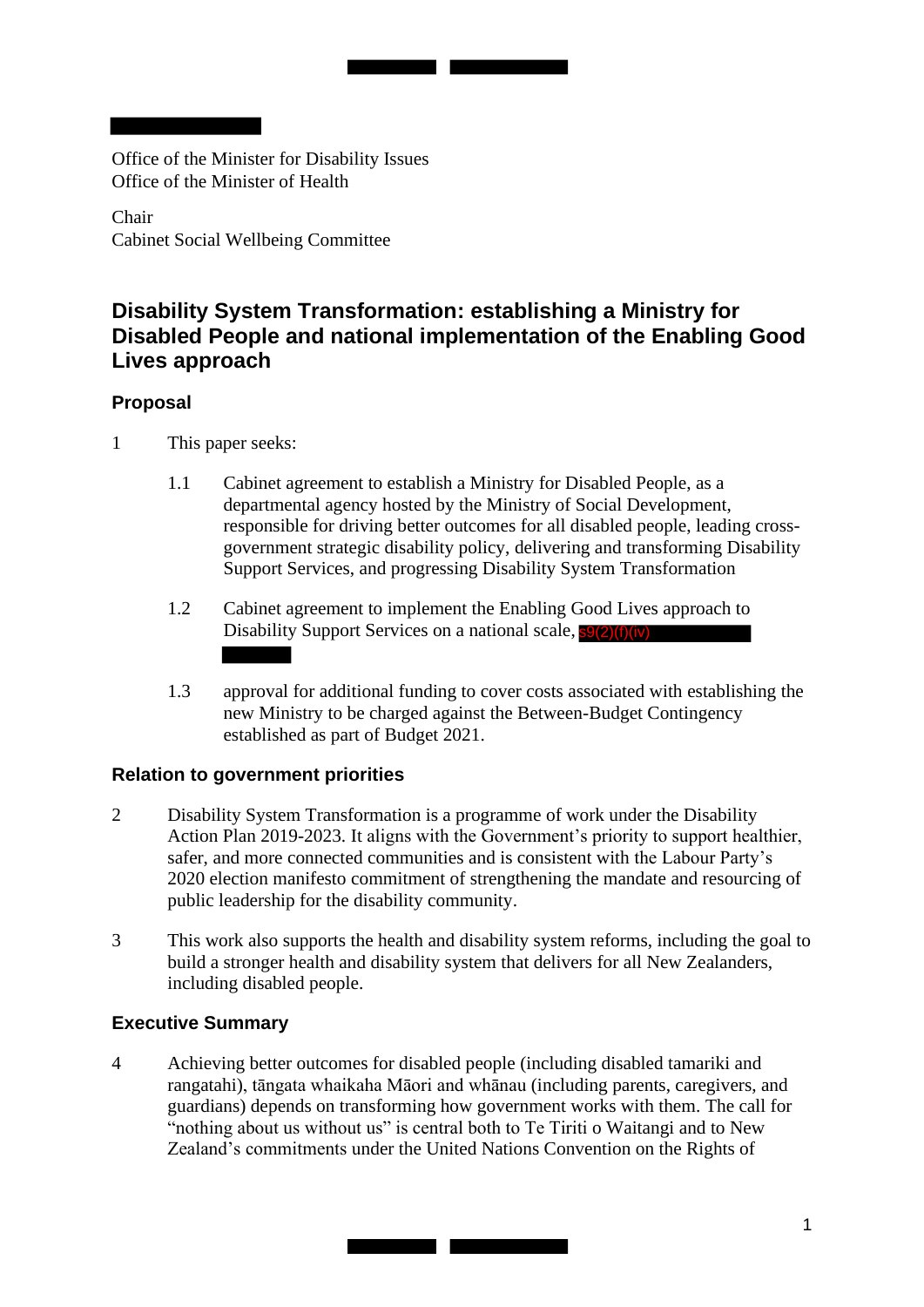Office of the Minister for Disability Issues
Office of the Minister of Health

Chair
Cabinet Social Wellbeing Committee

## Disability System Transformation: establishing a Ministry for Disabled People and national implementation of the Enabling Good Lives approach

### Proposal

1 This paper seeks:

1.1 Cabinet agreement to establish a Ministry for Disabled People, as a departmental agency hosted by the Ministry of Social Development, responsible for driving better outcomes for all disabled people, leading cross-government strategic disability policy, delivering and transforming Disability Support Services, and progressing Disability System Transformation

1.2 Cabinet agreement to implement the Enabling Good Lives approach to Disability Support Services on a national scale, s9(2)(f)(iv)

1.3 approval for additional funding to cover costs associated with establishing the new Ministry to be charged against the Between-Budget Contingency established as part of Budget 2021.

### Relation to government priorities

2 Disability System Transformation is a programme of work under the Disability Action Plan 2019-2023. It aligns with the Government's priority to support healthier, safer, and more connected communities and is consistent with the Labour Party's 2020 election manifesto commitment of strengthening the mandate and resourcing of public leadership for the disability community.

3 This work also supports the health and disability system reforms, including the goal to build a stronger health and disability system that delivers for all New Zealanders, including disabled people.

### Executive Summary

4 Achieving better outcomes for disabled people (including disabled tamariki and rangatahi), tāngata whaikaha Māori and whānau (including parents, caregivers, and guardians) depends on transforming how government works with them. The call for "nothing about us without us" is central both to Te Tiriti o Waitangi and to New Zealand's commitments under the United Nations Convention on the Rights of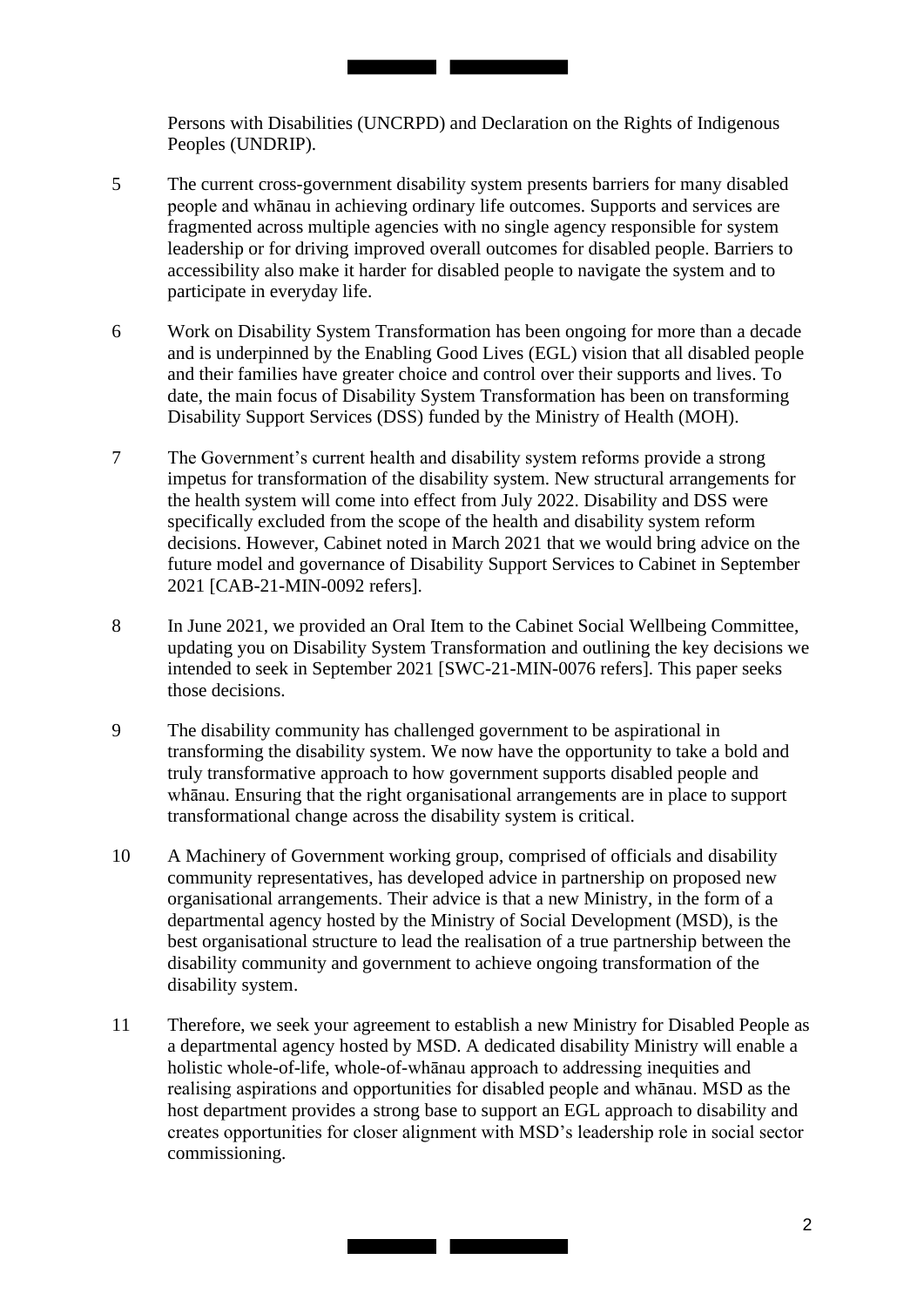Persons with Disabilities (UNCRPD) and Declaration on the Rights of Indigenous Peoples (UNDRIP).

5 The current cross-government disability system presents barriers for many disabled people and whānau in achieving ordinary life outcomes. Supports and services are fragmented across multiple agencies with no single agency responsible for system leadership or for driving improved overall outcomes for disabled people. Barriers to accessibility also make it harder for disabled people to navigate the system and to participate in everyday life.

6 Work on Disability System Transformation has been ongoing for more than a decade and is underpinned by the Enabling Good Lives (EGL) vision that all disabled people and their families have greater choice and control over their supports and lives. To date, the main focus of Disability System Transformation has been on transforming Disability Support Services (DSS) funded by the Ministry of Health (MOH).

7 The Government's current health and disability system reforms provide a strong impetus for transformation of the disability system. New structural arrangements for the health system will come into effect from July 2022. Disability and DSS were specifically excluded from the scope of the health and disability system reform decisions. However, Cabinet noted in March 2021 that we would bring advice on the future model and governance of Disability Support Services to Cabinet in September 2021 [CAB-21-MIN-0092 refers].

8 In June 2021, we provided an Oral Item to the Cabinet Social Wellbeing Committee, updating you on Disability System Transformation and outlining the key decisions we intended to seek in September 2021 [SWC-21-MIN-0076 refers]. This paper seeks those decisions.

9 The disability community has challenged government to be aspirational in transforming the disability system. We now have the opportunity to take a bold and truly transformative approach to how government supports disabled people and whānau. Ensuring that the right organisational arrangements are in place to support transformational change across the disability system is critical.

10 A Machinery of Government working group, comprised of officials and disability community representatives, has developed advice in partnership on proposed new organisational arrangements. Their advice is that a new Ministry, in the form of a departmental agency hosted by the Ministry of Social Development (MSD), is the best organisational structure to lead the realisation of a true partnership between the disability community and government to achieve ongoing transformation of the disability system.

11 Therefore, we seek your agreement to establish a new Ministry for Disabled People as a departmental agency hosted by MSD. A dedicated disability Ministry will enable a holistic whole-of-life, whole-of-whānau approach to addressing inequities and realising aspirations and opportunities for disabled people and whānau. MSD as the host department provides a strong base to support an EGL approach to disability and creates opportunities for closer alignment with MSD's leadership role in social sector commissioning.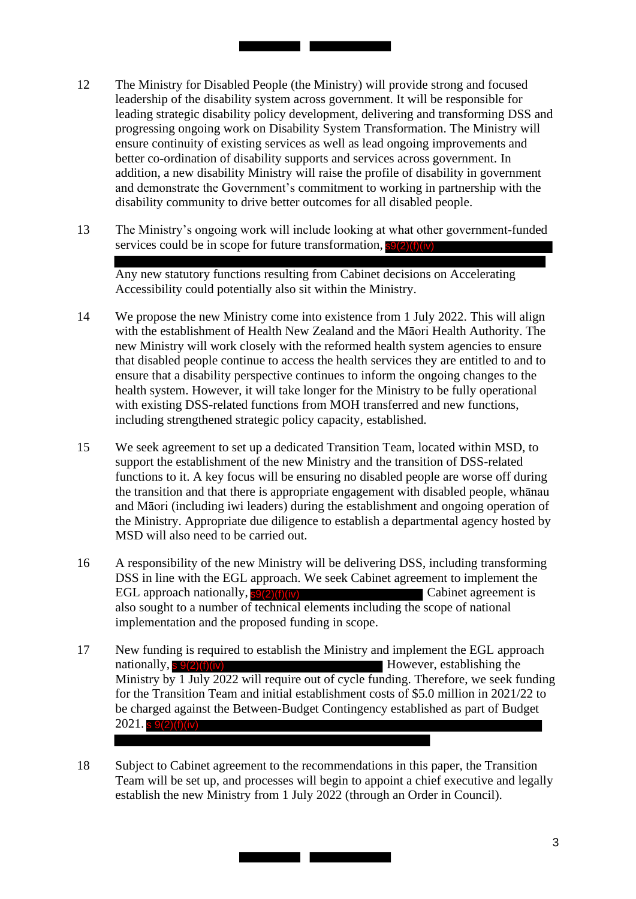12 The Ministry for Disabled People (the Ministry) will provide strong and focused leadership of the disability system across government. It will be responsible for leading strategic disability policy development, delivering and transforming DSS and progressing ongoing work on Disability System Transformation. The Ministry will ensure continuity of existing services as well as lead ongoing improvements and better co-ordination of disability supports and services across government. In addition, a new disability Ministry will raise the profile of disability in government and demonstrate the Government's commitment to working in partnership with the disability community to drive better outcomes for all disabled people.

13 The Ministry's ongoing work will include looking at what other government-funded services could be in scope for future transformation, s9(2)(f)(iv)

Any new statutory functions resulting from Cabinet decisions on Accelerating Accessibility could potentially also sit within the Ministry.

14 We propose the new Ministry come into existence from 1 July 2022. This will align with the establishment of Health New Zealand and the Māori Health Authority. The new Ministry will work closely with the reformed health system agencies to ensure that disabled people continue to access the health services they are entitled to and to ensure that a disability perspective continues to inform the ongoing changes to the health system. However, it will take longer for the Ministry to be fully operational with existing DSS-related functions from MOH transferred and new functions, including strengthened strategic policy capacity, established.

15 We seek agreement to set up a dedicated Transition Team, located within MSD, to support the establishment of the new Ministry and the transition of DSS-related functions to it. A key focus will be ensuring no disabled people are worse off during the transition and that there is appropriate engagement with disabled people, whānau and Māori (including iwi leaders) during the establishment and ongoing operation of the Ministry. Appropriate due diligence to establish a departmental agency hosted by MSD will also need to be carried out.

16 A responsibility of the new Ministry will be delivering DSS, including transforming DSS in line with the EGL approach. We seek Cabinet agreement to implement the EGL approach nationally, s9(2)(f)(iv) Cabinet agreement is also sought to a number of technical elements including the scope of national implementation and the proposed funding in scope.

17 New funding is required to establish the Ministry and implement the EGL approach nationally, s 9(2)(f)(iv) However, establishing the Ministry by 1 July 2022 will require out of cycle funding. Therefore, we seek funding for the Transition Team and initial establishment costs of $5.0 million in 2021/22 to be charged against the Between-Budget Contingency established as part of Budget 2021. s 9(2)(f)(iv)

18 Subject to Cabinet agreement to the recommendations in this paper, the Transition Team will be set up, and processes will begin to appoint a chief executive and legally establish the new Ministry from 1 July 2022 (through an Order in Council).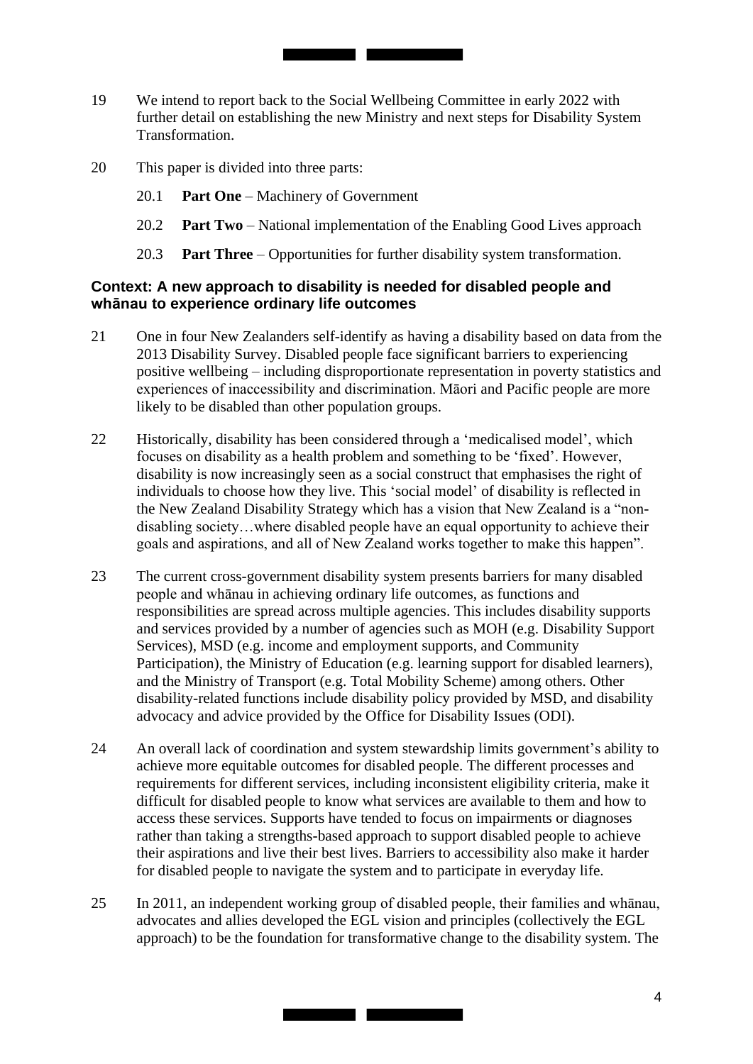19 We intend to report back to the Social Wellbeing Committee in early 2022 with further detail on establishing the new Ministry and next steps for Disability System Transformation.

20 This paper is divided into three parts:

20.1 **Part One** – Machinery of Government

20.2 **Part Two** – National implementation of the Enabling Good Lives approach

20.3 **Part Three** – Opportunities for further disability system transformation.

### Context: A new approach to disability is needed for disabled people and whānau to experience ordinary life outcomes

21 One in four New Zealanders self-identify as having a disability based on data from the 2013 Disability Survey. Disabled people face significant barriers to experiencing positive wellbeing – including disproportionate representation in poverty statistics and experiences of inaccessibility and discrimination. Māori and Pacific people are more likely to be disabled than other population groups.

22 Historically, disability has been considered through a 'medicalised model', which focuses on disability as a health problem and something to be 'fixed'. However, disability is now increasingly seen as a social construct that emphasises the right of individuals to choose how they live. This 'social model' of disability is reflected in the New Zealand Disability Strategy which has a vision that New Zealand is a "non-disabling society…where disabled people have an equal opportunity to achieve their goals and aspirations, and all of New Zealand works together to make this happen".

23 The current cross-government disability system presents barriers for many disabled people and whānau in achieving ordinary life outcomes, as functions and responsibilities are spread across multiple agencies. This includes disability supports and services provided by a number of agencies such as MOH (e.g. Disability Support Services), MSD (e.g. income and employment supports, and Community Participation), the Ministry of Education (e.g. learning support for disabled learners), and the Ministry of Transport (e.g. Total Mobility Scheme) among others. Other disability-related functions include disability policy provided by MSD, and disability advocacy and advice provided by the Office for Disability Issues (ODI).

24 An overall lack of coordination and system stewardship limits government's ability to achieve more equitable outcomes for disabled people. The different processes and requirements for different services, including inconsistent eligibility criteria, make it difficult for disabled people to know what services are available to them and how to access these services. Supports have tended to focus on impairments or diagnoses rather than taking a strengths-based approach to support disabled people to achieve their aspirations and live their best lives. Barriers to accessibility also make it harder for disabled people to navigate the system and to participate in everyday life.

25 In 2011, an independent working group of disabled people, their families and whānau, advocates and allies developed the EGL vision and principles (collectively the EGL approach) to be the foundation for transformative change to the disability system. The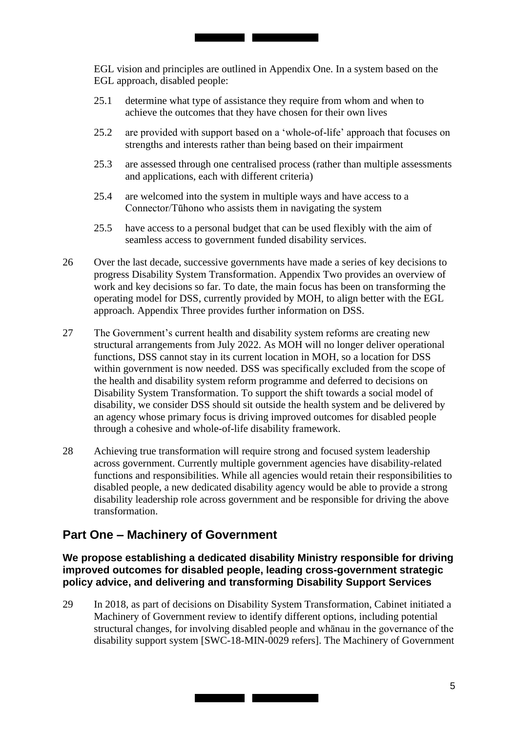EGL vision and principles are outlined in Appendix One. In a system based on the EGL approach, disabled people:

25.1 determine what type of assistance they require from whom and when to achieve the outcomes that they have chosen for their own lives

25.2 are provided with support based on a 'whole-of-life' approach that focuses on strengths and interests rather than being based on their impairment

25.3 are assessed through one centralised process (rather than multiple assessments and applications, each with different criteria)

25.4 are welcomed into the system in multiple ways and have access to a Connector/Tūhono who assists them in navigating the system

25.5 have access to a personal budget that can be used flexibly with the aim of seamless access to government funded disability services.

26 Over the last decade, successive governments have made a series of key decisions to progress Disability System Transformation. Appendix Two provides an overview of work and key decisions so far. To date, the main focus has been on transforming the operating model for DSS, currently provided by MOH, to align better with the EGL approach. Appendix Three provides further information on DSS.

27 The Government's current health and disability system reforms are creating new structural arrangements from July 2022. As MOH will no longer deliver operational functions, DSS cannot stay in its current location in MOH, so a location for DSS within government is now needed. DSS was specifically excluded from the scope of the health and disability system reform programme and deferred to decisions on Disability System Transformation. To support the shift towards a social model of disability, we consider DSS should sit outside the health system and be delivered by an agency whose primary focus is driving improved outcomes for disabled people through a cohesive and whole-of-life disability framework.

28 Achieving true transformation will require strong and focused system leadership across government. Currently multiple government agencies have disability-related functions and responsibilities. While all agencies would retain their responsibilities to disabled people, a new dedicated disability agency would be able to provide a strong disability leadership role across government and be responsible for driving the above transformation.

## Part One – Machinery of Government

### We propose establishing a dedicated disability Ministry responsible for driving improved outcomes for disabled people, leading cross-government strategic policy advice, and delivering and transforming Disability Support Services

29 In 2018, as part of decisions on Disability System Transformation, Cabinet initiated a Machinery of Government review to identify different options, including potential structural changes, for involving disabled people and whānau in the governance of the disability support system [SWC-18-MIN-0029 refers]. The Machinery of Government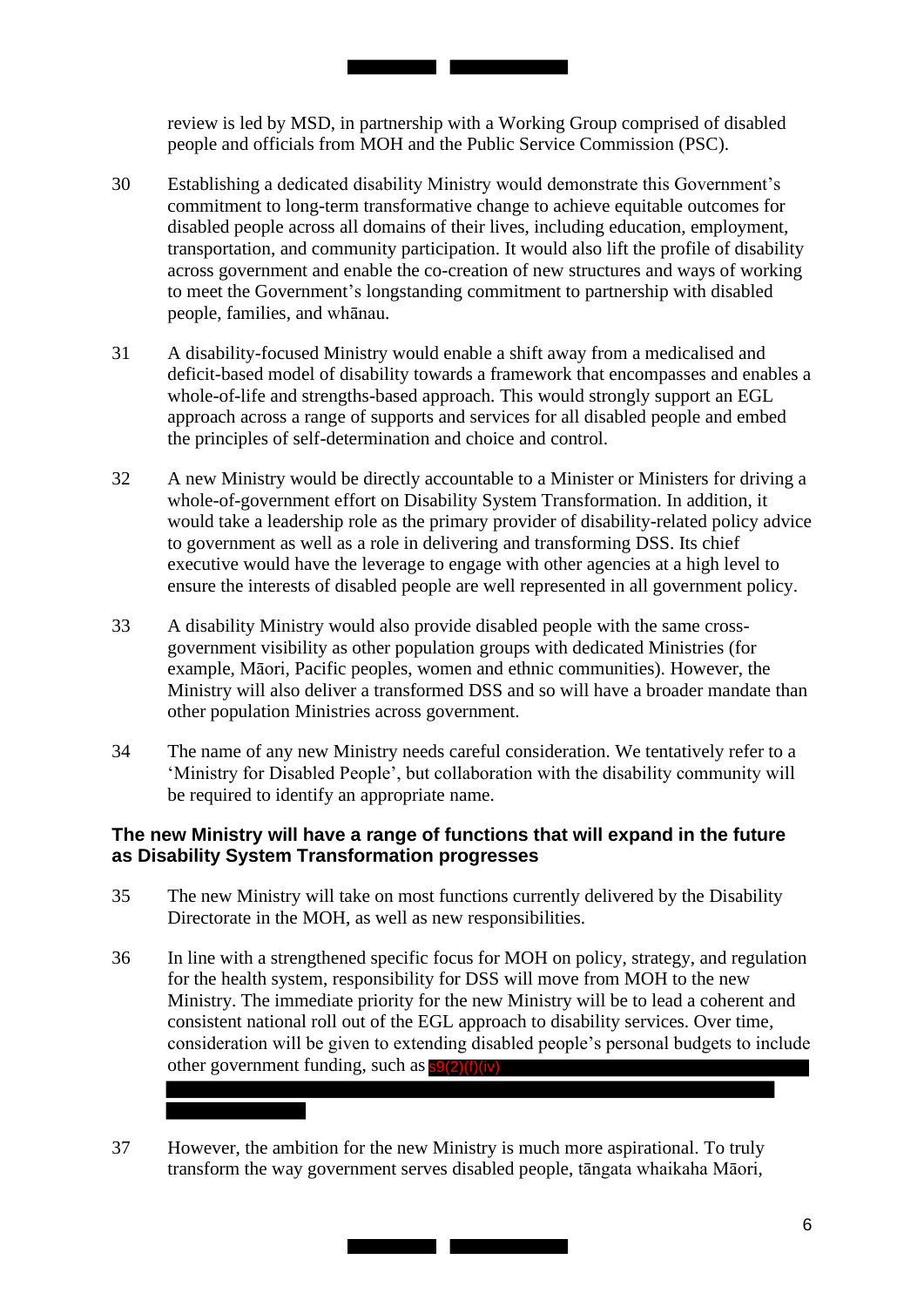review is led by MSD, in partnership with a Working Group comprised of disabled people and officials from MOH and the Public Service Commission (PSC).

30 Establishing a dedicated disability Ministry would demonstrate this Government's commitment to long-term transformative change to achieve equitable outcomes for disabled people across all domains of their lives, including education, employment, transportation, and community participation. It would also lift the profile of disability across government and enable the co-creation of new structures and ways of working to meet the Government's longstanding commitment to partnership with disabled people, families, and whānau.

31 A disability-focused Ministry would enable a shift away from a medicalised and deficit-based model of disability towards a framework that encompasses and enables a whole-of-life and strengths-based approach. This would strongly support an EGL approach across a range of supports and services for all disabled people and embed the principles of self-determination and choice and control.

32 A new Ministry would be directly accountable to a Minister or Ministers for driving a whole-of-government effort on Disability System Transformation. In addition, it would take a leadership role as the primary provider of disability-related policy advice to government as well as a role in delivering and transforming DSS. Its chief executive would have the leverage to engage with other agencies at a high level to ensure the interests of disabled people are well represented in all government policy.

33 A disability Ministry would also provide disabled people with the same cross-government visibility as other population groups with dedicated Ministries (for example, Māori, Pacific peoples, women and ethnic communities). However, the Ministry will also deliver a transformed DSS and so will have a broader mandate than other population Ministries across government.

34 The name of any new Ministry needs careful consideration. We tentatively refer to a 'Ministry for Disabled People', but collaboration with the disability community will be required to identify an appropriate name.

### The new Ministry will have a range of functions that will expand in the future as Disability System Transformation progresses

35 The new Ministry will take on most functions currently delivered by the Disability Directorate in the MOH, as well as new responsibilities.

36 In line with a strengthened specific focus for MOH on policy, strategy, and regulation for the health system, responsibility for DSS will move from MOH to the new Ministry. The immediate priority for the new Ministry will be to lead a coherent and consistent national roll out of the EGL approach to disability services. Over time, consideration will be given to extending disabled people's personal budgets to include other government funding, such as s9(2)(f)(iv) [redacted]

37 However, the ambition for the new Ministry is much more aspirational. To truly transform the way government serves disabled people, tāngata whaikaha Māori,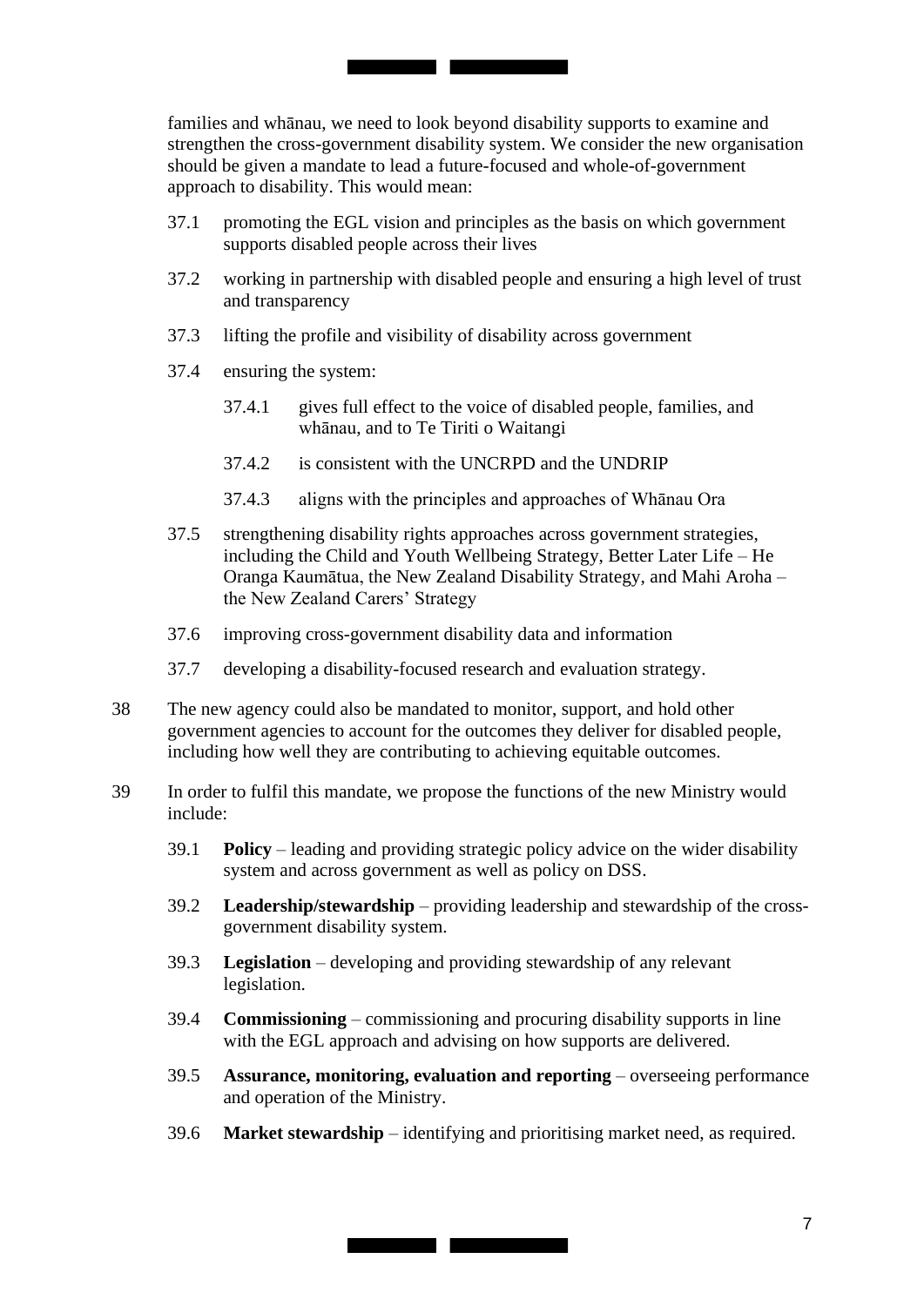families and whānau, we need to look beyond disability supports to examine and strengthen the cross-government disability system. We consider the new organisation should be given a mandate to lead a future-focused and whole-of-government approach to disability. This would mean:

37.1 promoting the EGL vision and principles as the basis on which government supports disabled people across their lives

37.2 working in partnership with disabled people and ensuring a high level of trust and transparency

37.3 lifting the profile and visibility of disability across government

37.4 ensuring the system:

37.4.1 gives full effect to the voice of disabled people, families, and whānau, and to Te Tiriti o Waitangi

37.4.2 is consistent with the UNCRPD and the UNDRIP

37.4.3 aligns with the principles and approaches of Whānau Ora

37.5 strengthening disability rights approaches across government strategies, including the Child and Youth Wellbeing Strategy, Better Later Life – He Oranga Kaumātua, the New Zealand Disability Strategy, and Mahi Aroha – the New Zealand Carers' Strategy

37.6 improving cross-government disability data and information

37.7 developing a disability-focused research and evaluation strategy.

38 The new agency could also be mandated to monitor, support, and hold other government agencies to account for the outcomes they deliver for disabled people, including how well they are contributing to achieving equitable outcomes.

39 In order to fulfil this mandate, we propose the functions of the new Ministry would include:

39.1 **Policy** – leading and providing strategic policy advice on the wider disability system and across government as well as policy on DSS.

39.2 **Leadership/stewardship** – providing leadership and stewardship of the cross-government disability system.

39.3 **Legislation** – developing and providing stewardship of any relevant legislation.

39.4 **Commissioning** – commissioning and procuring disability supports in line with the EGL approach and advising on how supports are delivered.

39.5 **Assurance, monitoring, evaluation and reporting** – overseeing performance and operation of the Ministry.

39.6 **Market stewardship** – identifying and prioritising market need, as required.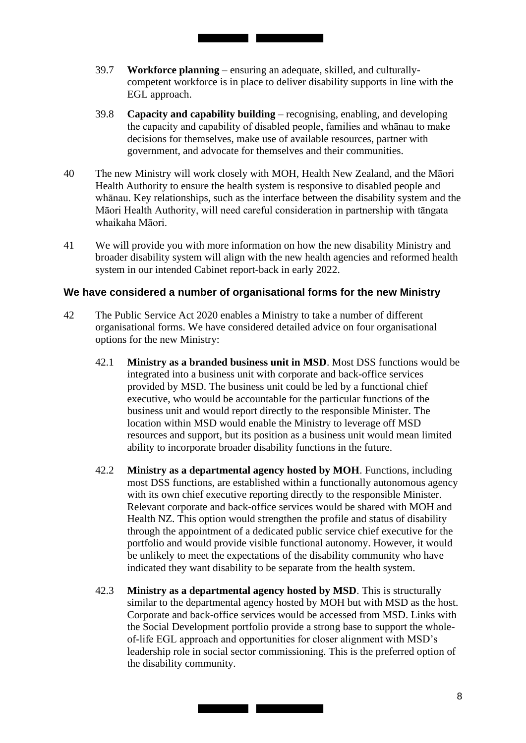39.7 **Workforce planning** – ensuring an adequate, skilled, and culturally-competent workforce is in place to deliver disability supports in line with the EGL approach.

39.8 **Capacity and capability building** – recognising, enabling, and developing the capacity and capability of disabled people, families and whānau to make decisions for themselves, make use of available resources, partner with government, and advocate for themselves and their communities.

40 The new Ministry will work closely with MOH, Health New Zealand, and the Māori Health Authority to ensure the health system is responsive to disabled people and whānau. Key relationships, such as the interface between the disability system and the Māori Health Authority, will need careful consideration in partnership with tāngata whaikaha Māori.

41 We will provide you with more information on how the new disability Ministry and broader disability system will align with the new health agencies and reformed health system in our intended Cabinet report-back in early 2022.

### We have considered a number of organisational forms for the new Ministry

42 The Public Service Act 2020 enables a Ministry to take a number of different organisational forms. We have considered detailed advice on four organisational options for the new Ministry:

42.1 **Ministry as a branded business unit in MSD**. Most DSS functions would be integrated into a business unit with corporate and back-office services provided by MSD. The business unit could be led by a functional chief executive, who would be accountable for the particular functions of the business unit and would report directly to the responsible Minister. The location within MSD would enable the Ministry to leverage off MSD resources and support, but its position as a business unit would mean limited ability to incorporate broader disability functions in the future.

42.2 **Ministry as a departmental agency hosted by MOH**. Functions, including most DSS functions, are established within a functionally autonomous agency with its own chief executive reporting directly to the responsible Minister. Relevant corporate and back-office services would be shared with MOH and Health NZ. This option would strengthen the profile and status of disability through the appointment of a dedicated public service chief executive for the portfolio and would provide visible functional autonomy. However, it would be unlikely to meet the expectations of the disability community who have indicated they want disability to be separate from the health system.

42.3 **Ministry as a departmental agency hosted by MSD**. This is structurally similar to the departmental agency hosted by MOH but with MSD as the host. Corporate and back-office services would be accessed from MSD. Links with the Social Development portfolio provide a strong base to support the whole-of-life EGL approach and opportunities for closer alignment with MSD's leadership role in social sector commissioning. This is the preferred option of the disability community.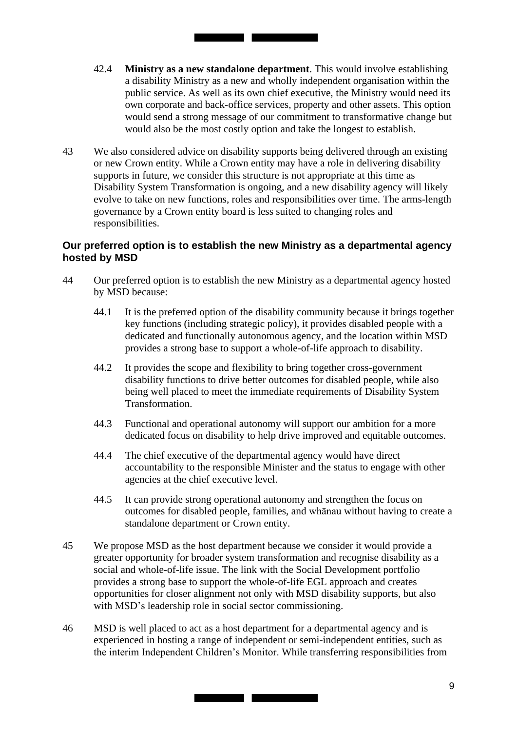42.4 **Ministry as a new standalone department**. This would involve establishing a disability Ministry as a new and wholly independent organisation within the public service. As well as its own chief executive, the Ministry would need its own corporate and back-office services, property and other assets. This option would send a strong message of our commitment to transformative change but would also be the most costly option and take the longest to establish.

43 We also considered advice on disability supports being delivered through an existing or new Crown entity. While a Crown entity may have a role in delivering disability supports in future, we consider this structure is not appropriate at this time as Disability System Transformation is ongoing, and a new disability agency will likely evolve to take on new functions, roles and responsibilities over time. The arms-length governance by a Crown entity board is less suited to changing roles and responsibilities.

### Our preferred option is to establish the new Ministry as a departmental agency hosted by MSD

44 Our preferred option is to establish the new Ministry as a departmental agency hosted by MSD because:

44.1 It is the preferred option of the disability community because it brings together key functions (including strategic policy), it provides disabled people with a dedicated and functionally autonomous agency, and the location within MSD provides a strong base to support a whole-of-life approach to disability.

44.2 It provides the scope and flexibility to bring together cross-government disability functions to drive better outcomes for disabled people, while also being well placed to meet the immediate requirements of Disability System Transformation.

44.3 Functional and operational autonomy will support our ambition for a more dedicated focus on disability to help drive improved and equitable outcomes.

44.4 The chief executive of the departmental agency would have direct accountability to the responsible Minister and the status to engage with other agencies at the chief executive level.

44.5 It can provide strong operational autonomy and strengthen the focus on outcomes for disabled people, families, and whānau without having to create a standalone department or Crown entity.

45 We propose MSD as the host department because we consider it would provide a greater opportunity for broader system transformation and recognise disability as a social and whole-of-life issue. The link with the Social Development portfolio provides a strong base to support the whole-of-life EGL approach and creates opportunities for closer alignment not only with MSD disability supports, but also with MSD's leadership role in social sector commissioning.

46 MSD is well placed to act as a host department for a departmental agency and is experienced in hosting a range of independent or semi-independent entities, such as the interim Independent Children's Monitor. While transferring responsibilities from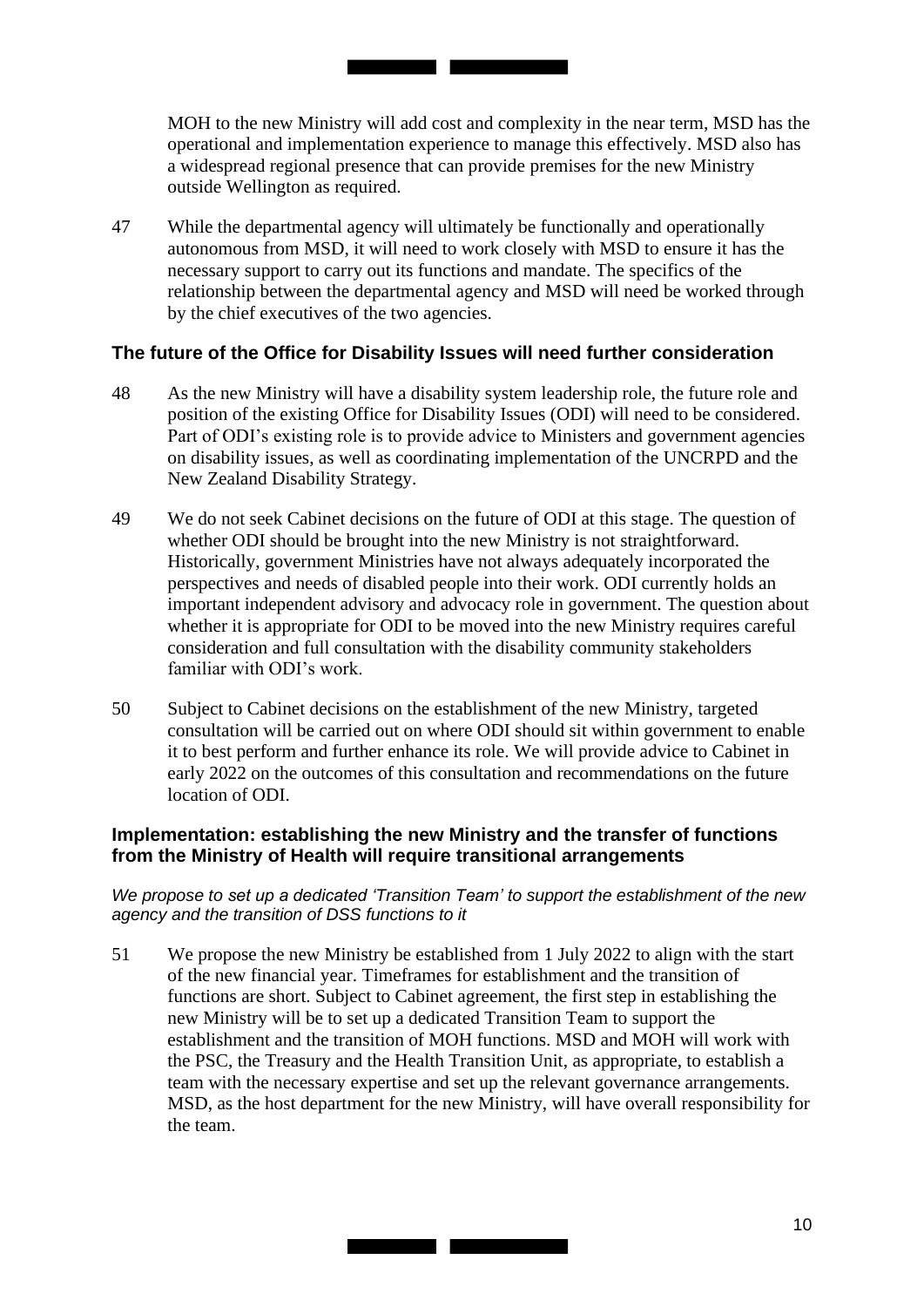MOH to the new Ministry will add cost and complexity in the near term, MSD has the operational and implementation experience to manage this effectively. MSD also has a widespread regional presence that can provide premises for the new Ministry outside Wellington as required.

47 While the departmental agency will ultimately be functionally and operationally autonomous from MSD, it will need to work closely with MSD to ensure it has the necessary support to carry out its functions and mandate. The specifics of the relationship between the departmental agency and MSD will need be worked through by the chief executives of the two agencies.

### The future of the Office for Disability Issues will need further consideration

48 As the new Ministry will have a disability system leadership role, the future role and position of the existing Office for Disability Issues (ODI) will need to be considered. Part of ODI's existing role is to provide advice to Ministers and government agencies on disability issues, as well as coordinating implementation of the UNCRPD and the New Zealand Disability Strategy.

49 We do not seek Cabinet decisions on the future of ODI at this stage. The question of whether ODI should be brought into the new Ministry is not straightforward. Historically, government Ministries have not always adequately incorporated the perspectives and needs of disabled people into their work. ODI currently holds an important independent advisory and advocacy role in government. The question about whether it is appropriate for ODI to be moved into the new Ministry requires careful consideration and full consultation with the disability community stakeholders familiar with ODI's work.

50 Subject to Cabinet decisions on the establishment of the new Ministry, targeted consultation will be carried out on where ODI should sit within government to enable it to best perform and further enhance its role. We will provide advice to Cabinet in early 2022 on the outcomes of this consultation and recommendations on the future location of ODI.

### Implementation: establishing the new Ministry and the transfer of functions from the Ministry of Health will require transitional arrangements

*We propose to set up a dedicated 'Transition Team' to support the establishment of the new agency and the transition of DSS functions to it*

51 We propose the new Ministry be established from 1 July 2022 to align with the start of the new financial year. Timeframes for establishment and the transition of functions are short. Subject to Cabinet agreement, the first step in establishing the new Ministry will be to set up a dedicated Transition Team to support the establishment and the transition of MOH functions. MSD and MOH will work with the PSC, the Treasury and the Health Transition Unit, as appropriate, to establish a team with the necessary expertise and set up the relevant governance arrangements. MSD, as the host department for the new Ministry, will have overall responsibility for the team.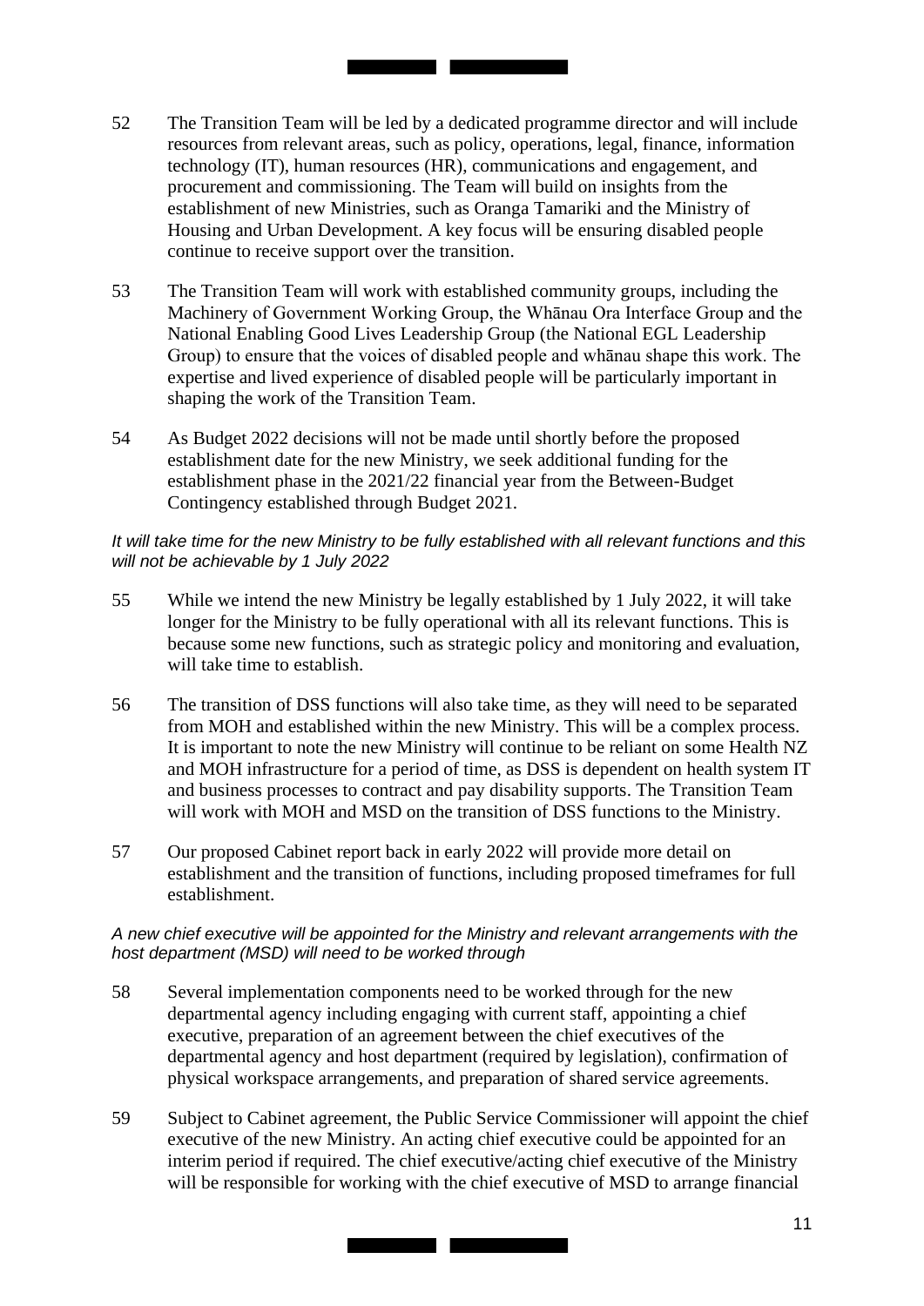52 The Transition Team will be led by a dedicated programme director and will include resources from relevant areas, such as policy, operations, legal, finance, information technology (IT), human resources (HR), communications and engagement, and procurement and commissioning. The Team will build on insights from the establishment of new Ministries, such as Oranga Tamariki and the Ministry of Housing and Urban Development. A key focus will be ensuring disabled people continue to receive support over the transition.

53 The Transition Team will work with established community groups, including the Machinery of Government Working Group, the Whānau Ora Interface Group and the National Enabling Good Lives Leadership Group (the National EGL Leadership Group) to ensure that the voices of disabled people and whānau shape this work. The expertise and lived experience of disabled people will be particularly important in shaping the work of the Transition Team.

54 As Budget 2022 decisions will not be made until shortly before the proposed establishment date for the new Ministry, we seek additional funding for the establishment phase in the 2021/22 financial year from the Between-Budget Contingency established through Budget 2021.

*It will take time for the new Ministry to be fully established with all relevant functions and this will not be achievable by 1 July 2022*

55 While we intend the new Ministry be legally established by 1 July 2022, it will take longer for the Ministry to be fully operational with all its relevant functions. This is because some new functions, such as strategic policy and monitoring and evaluation, will take time to establish.

56 The transition of DSS functions will also take time, as they will need to be separated from MOH and established within the new Ministry. This will be a complex process. It is important to note the new Ministry will continue to be reliant on some Health NZ and MOH infrastructure for a period of time, as DSS is dependent on health system IT and business processes to contract and pay disability supports. The Transition Team will work with MOH and MSD on the transition of DSS functions to the Ministry.

57 Our proposed Cabinet report back in early 2022 will provide more detail on establishment and the transition of functions, including proposed timeframes for full establishment.

*A new chief executive will be appointed for the Ministry and relevant arrangements with the host department (MSD) will need to be worked through*

58 Several implementation components need to be worked through for the new departmental agency including engaging with current staff, appointing a chief executive, preparation of an agreement between the chief executives of the departmental agency and host department (required by legislation), confirmation of physical workspace arrangements, and preparation of shared service agreements.

59 Subject to Cabinet agreement, the Public Service Commissioner will appoint the chief executive of the new Ministry. An acting chief executive could be appointed for an interim period if required. The chief executive/acting chief executive of the Ministry will be responsible for working with the chief executive of MSD to arrange financial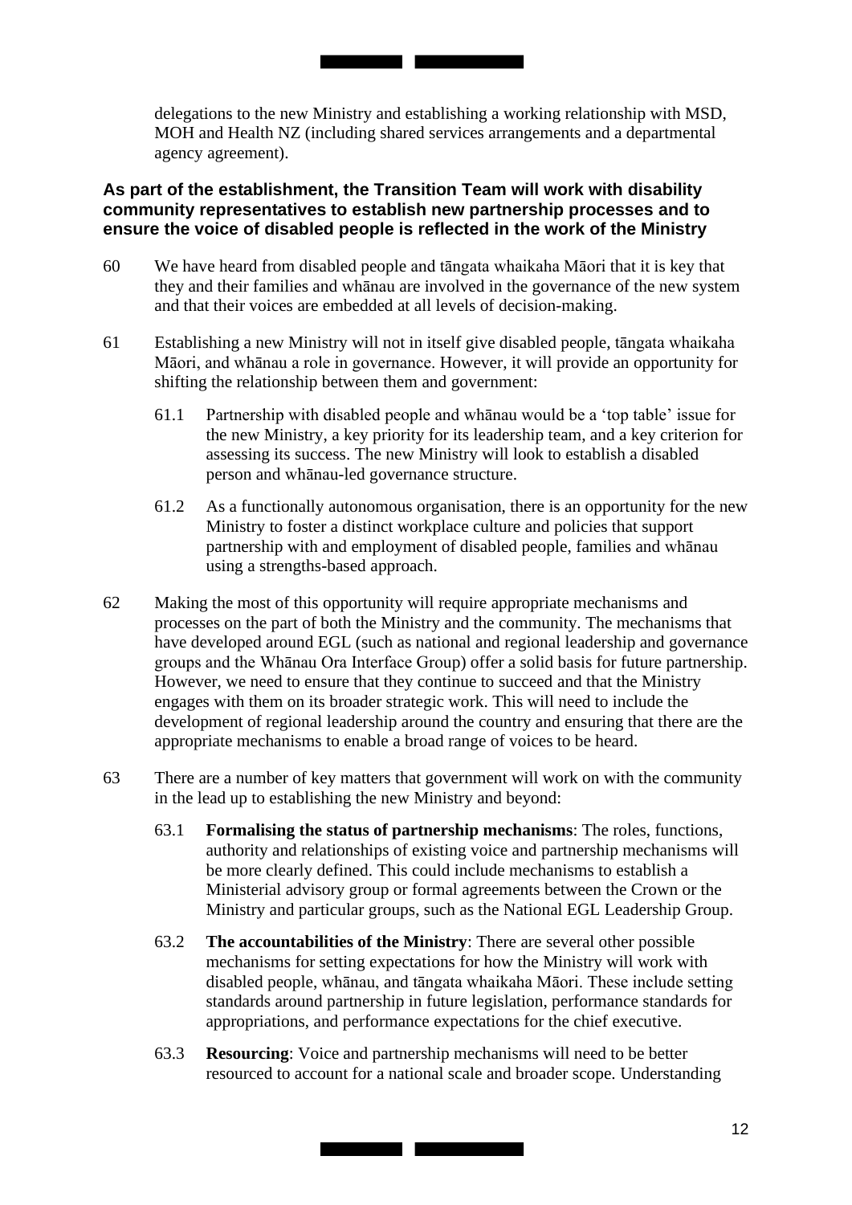delegations to the new Ministry and establishing a working relationship with MSD, MOH and Health NZ (including shared services arrangements and a departmental agency agreement).

**As part of the establishment, the Transition Team will work with disability community representatives to establish new partnership processes and to ensure the voice of disabled people is reflected in the work of the Ministry**

60 We have heard from disabled people and tāngata whaikaha Māori that it is key that they and their families and whānau are involved in the governance of the new system and that their voices are embedded at all levels of decision-making.

61 Establishing a new Ministry will not in itself give disabled people, tāngata whaikaha Māori, and whānau a role in governance. However, it will provide an opportunity for shifting the relationship between them and government:

61.1 Partnership with disabled people and whānau would be a 'top table' issue for the new Ministry, a key priority for its leadership team, and a key criterion for assessing its success. The new Ministry will look to establish a disabled person and whānau-led governance structure.

61.2 As a functionally autonomous organisation, there is an opportunity for the new Ministry to foster a distinct workplace culture and policies that support partnership with and employment of disabled people, families and whānau using a strengths-based approach.

62 Making the most of this opportunity will require appropriate mechanisms and processes on the part of both the Ministry and the community. The mechanisms that have developed around EGL (such as national and regional leadership and governance groups and the Whānau Ora Interface Group) offer a solid basis for future partnership. However, we need to ensure that they continue to succeed and that the Ministry engages with them on its broader strategic work. This will need to include the development of regional leadership around the country and ensuring that there are the appropriate mechanisms to enable a broad range of voices to be heard.

63 There are a number of key matters that government will work on with the community in the lead up to establishing the new Ministry and beyond:

63.1 **Formalising the status of partnership mechanisms**: The roles, functions, authority and relationships of existing voice and partnership mechanisms will be more clearly defined. This could include mechanisms to establish a Ministerial advisory group or formal agreements between the Crown or the Ministry and particular groups, such as the National EGL Leadership Group.

63.2 **The accountabilities of the Ministry**: There are several other possible mechanisms for setting expectations for how the Ministry will work with disabled people, whānau, and tāngata whaikaha Māori. These include setting standards around partnership in future legislation, performance standards for appropriations, and performance expectations for the chief executive.

63.3 **Resourcing**: Voice and partnership mechanisms will need to be better resourced to account for a national scale and broader scope. Understanding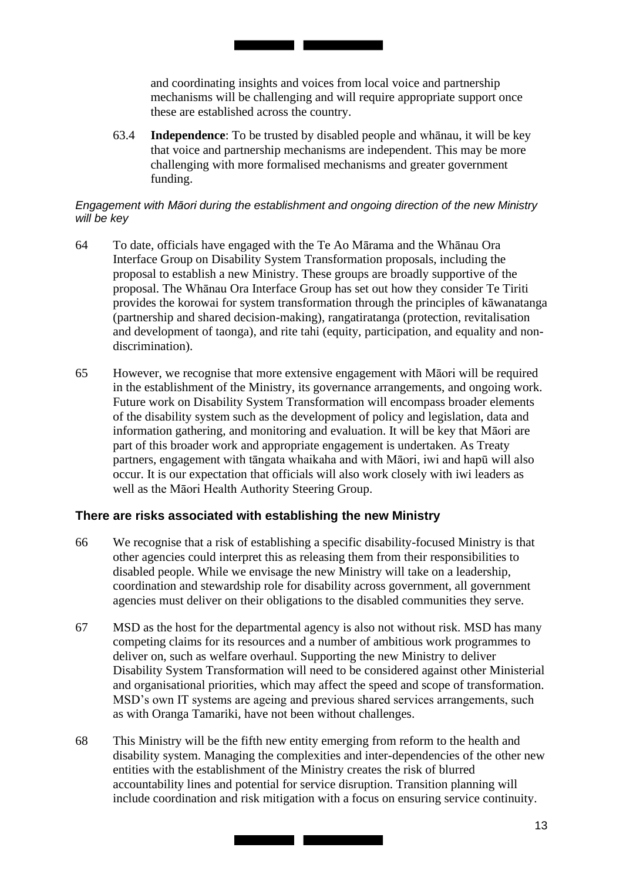and coordinating insights and voices from local voice and partnership mechanisms will be challenging and will require appropriate support once these are established across the country.

63.4 **Independence**: To be trusted by disabled people and whānau, it will be key that voice and partnership mechanisms are independent. This may be more challenging with more formalised mechanisms and greater government funding.

*Engagement with Māori during the establishment and ongoing direction of the new Ministry will be key*

64 To date, officials have engaged with the Te Ao Mārama and the Whānau Ora Interface Group on Disability System Transformation proposals, including the proposal to establish a new Ministry. These groups are broadly supportive of the proposal. The Whānau Ora Interface Group has set out how they consider Te Tiriti provides the korowai for system transformation through the principles of kāwanatanga (partnership and shared decision-making), rangatiratanga (protection, revitalisation and development of taonga), and rite tahi (equity, participation, and equality and non-discrimination).

65 However, we recognise that more extensive engagement with Māori will be required in the establishment of the Ministry, its governance arrangements, and ongoing work. Future work on Disability System Transformation will encompass broader elements of the disability system such as the development of policy and legislation, data and information gathering, and monitoring and evaluation. It will be key that Māori are part of this broader work and appropriate engagement is undertaken. As Treaty partners, engagement with tāngata whaikaha and with Māori, iwi and hapū will also occur. It is our expectation that officials will also work closely with iwi leaders as well as the Māori Health Authority Steering Group.

## There are risks associated with establishing the new Ministry

66 We recognise that a risk of establishing a specific disability-focused Ministry is that other agencies could interpret this as releasing them from their responsibilities to disabled people. While we envisage the new Ministry will take on a leadership, coordination and stewardship role for disability across government, all government agencies must deliver on their obligations to the disabled communities they serve.

67 MSD as the host for the departmental agency is also not without risk. MSD has many competing claims for its resources and a number of ambitious work programmes to deliver on, such as welfare overhaul. Supporting the new Ministry to deliver Disability System Transformation will need to be considered against other Ministerial and organisational priorities, which may affect the speed and scope of transformation. MSD's own IT systems are ageing and previous shared services arrangements, such as with Oranga Tamariki, have not been without challenges.

68 This Ministry will be the fifth new entity emerging from reform to the health and disability system. Managing the complexities and inter-dependencies of the other new entities with the establishment of the Ministry creates the risk of blurred accountability lines and potential for service disruption. Transition planning will include coordination and risk mitigation with a focus on ensuring service continuity.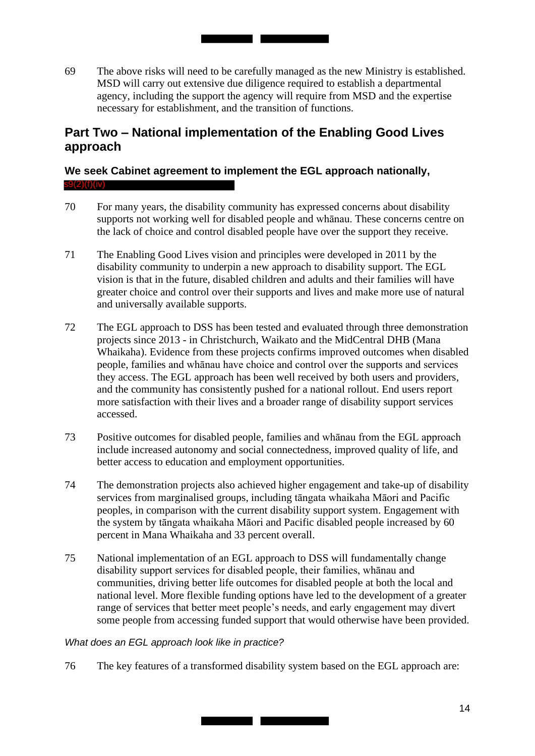69 The above risks will need to be carefully managed as the new Ministry is established. MSD will carry out extensive due diligence required to establish a departmental agency, including the support the agency will require from MSD and the expertise necessary for establishment, and the transition of functions.

## Part Two – National implementation of the Enabling Good Lives approach

### We seek Cabinet agreement to implement the EGL approach nationally, s9(2)(f)(iv)

70 For many years, the disability community has expressed concerns about disability supports not working well for disabled people and whānau. These concerns centre on the lack of choice and control disabled people have over the support they receive.

71 The Enabling Good Lives vision and principles were developed in 2011 by the disability community to underpin a new approach to disability support. The EGL vision is that in the future, disabled children and adults and their families will have greater choice and control over their supports and lives and make more use of natural and universally available supports.

72 The EGL approach to DSS has been tested and evaluated through three demonstration projects since 2013 - in Christchurch, Waikato and the MidCentral DHB (Mana Whaikaha). Evidence from these projects confirms improved outcomes when disabled people, families and whānau have choice and control over the supports and services they access. The EGL approach has been well received by both users and providers, and the community has consistently pushed for a national rollout. End users report more satisfaction with their lives and a broader range of disability support services accessed.

73 Positive outcomes for disabled people, families and whānau from the EGL approach include increased autonomy and social connectedness, improved quality of life, and better access to education and employment opportunities.

74 The demonstration projects also achieved higher engagement and take-up of disability services from marginalised groups, including tāngata whaikaha Māori and Pacific peoples, in comparison with the current disability support system. Engagement with the system by tāngata whaikaha Māori and Pacific disabled people increased by 60 percent in Mana Whaikaha and 33 percent overall.

75 National implementation of an EGL approach to DSS will fundamentally change disability support services for disabled people, their families, whānau and communities, driving better life outcomes for disabled people at both the local and national level. More flexible funding options have led to the development of a greater range of services that better meet people's needs, and early engagement may divert some people from accessing funded support that would otherwise have been provided.

*What does an EGL approach look like in practice?*

76 The key features of a transformed disability system based on the EGL approach are: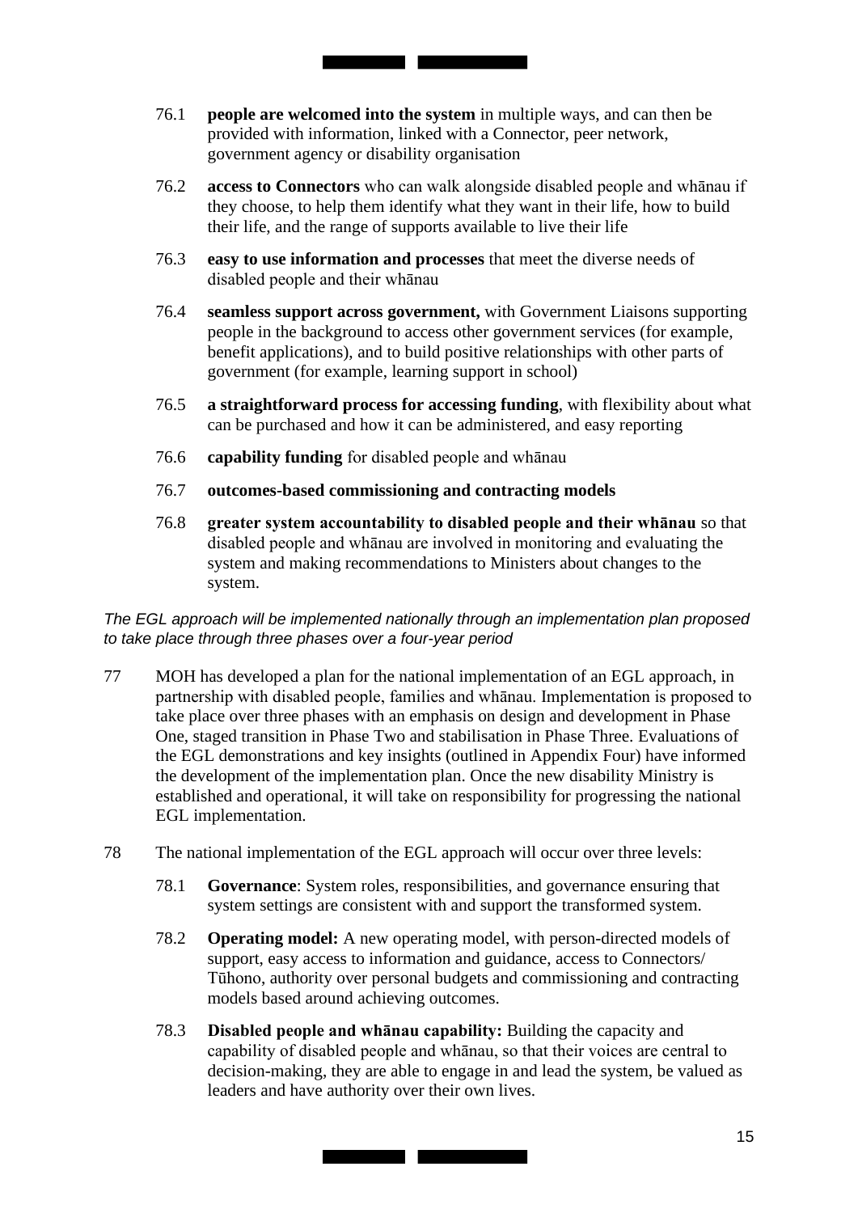76.1 **people are welcomed into the system** in multiple ways, and can then be provided with information, linked with a Connector, peer network, government agency or disability organisation

76.2 **access to Connectors** who can walk alongside disabled people and whānau if they choose, to help them identify what they want in their life, how to build their life, and the range of supports available to live their life

76.3 **easy to use information and processes** that meet the diverse needs of disabled people and their whānau

76.4 **seamless support across government,** with Government Liaisons supporting people in the background to access other government services (for example, benefit applications), and to build positive relationships with other parts of government (for example, learning support in school)

76.5 **a straightforward process for accessing funding**, with flexibility about what can be purchased and how it can be administered, and easy reporting

76.6 **capability funding** for disabled people and whānau

76.7 **outcomes-based commissioning and contracting models**

76.8 **greater system accountability to disabled people and their whānau** so that disabled people and whānau are involved in monitoring and evaluating the system and making recommendations to Ministers about changes to the system.

*The EGL approach will be implemented nationally through an implementation plan proposed to take place through three phases over a four-year period*

77 MOH has developed a plan for the national implementation of an EGL approach, in partnership with disabled people, families and whānau. Implementation is proposed to take place over three phases with an emphasis on design and development in Phase One, staged transition in Phase Two and stabilisation in Phase Three. Evaluations of the EGL demonstrations and key insights (outlined in Appendix Four) have informed the development of the implementation plan. Once the new disability Ministry is established and operational, it will take on responsibility for progressing the national EGL implementation.

78 The national implementation of the EGL approach will occur over three levels:

78.1 **Governance**: System roles, responsibilities, and governance ensuring that system settings are consistent with and support the transformed system.

78.2 **Operating model:** A new operating model, with person-directed models of support, easy access to information and guidance, access to Connectors/ Tūhono, authority over personal budgets and commissioning and contracting models based around achieving outcomes.

78.3 **Disabled people and whānau capability:** Building the capacity and capability of disabled people and whānau, so that their voices are central to decision-making, they are able to engage in and lead the system, be valued as leaders and have authority over their own lives.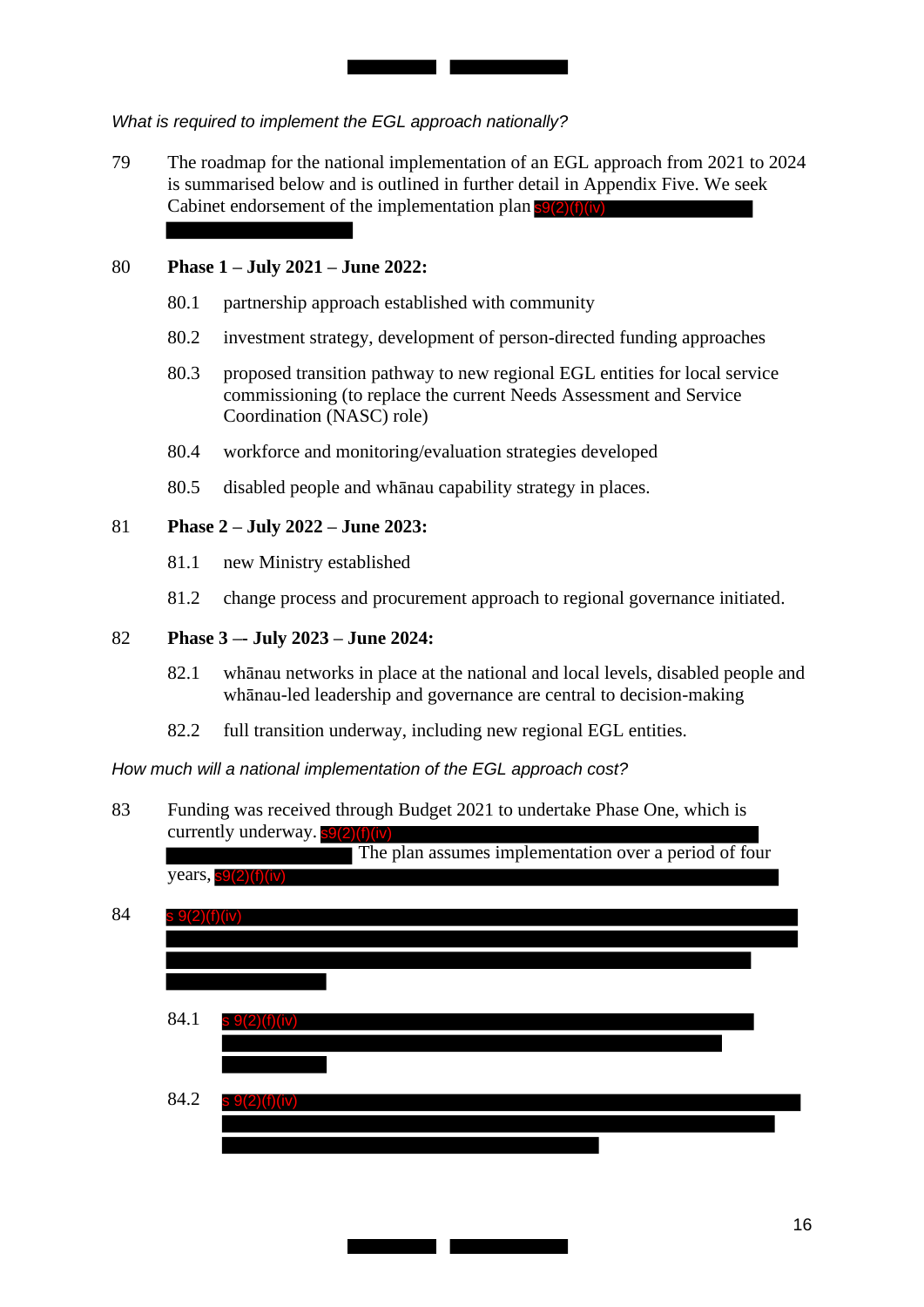*What is required to implement the EGL approach nationally?*

79 The roadmap for the national implementation of an EGL approach from 2021 to 2024 is summarised below and is outlined in further detail in Appendix Five. We seek Cabinet endorsement of the implementation plan s9(2)(f)(iv)

80 **Phase 1 – July 2021 – June 2022:**

80.1 partnership approach established with community

80.2 investment strategy, development of person-directed funding approaches

80.3 proposed transition pathway to new regional EGL entities for local service commissioning (to replace the current Needs Assessment and Service Coordination (NASC) role)

80.4 workforce and monitoring/evaluation strategies developed

80.5 disabled people and whānau capability strategy in places.

81 **Phase 2 – July 2022 – June 2023:**

81.1 new Ministry established

81.2 change process and procurement approach to regional governance initiated.

82 **Phase 3 –- July 2023 – June 2024:**

82.1 whānau networks in place at the national and local levels, disabled people and whānau-led leadership and governance are central to decision-making

82.2 full transition underway, including new regional EGL entities.

*How much will a national implementation of the EGL approach cost?*

83 Funding was received through Budget 2021 to undertake Phase One, which is currently underway. s9(2)(f)(iv) The plan assumes implementation over a period of four years, s9(2)(f)(iv)

84 s 9(2)(f)(iv)

84.1 s 9(2)(f)(iv)

84.2 s 9(2)(f)(iv)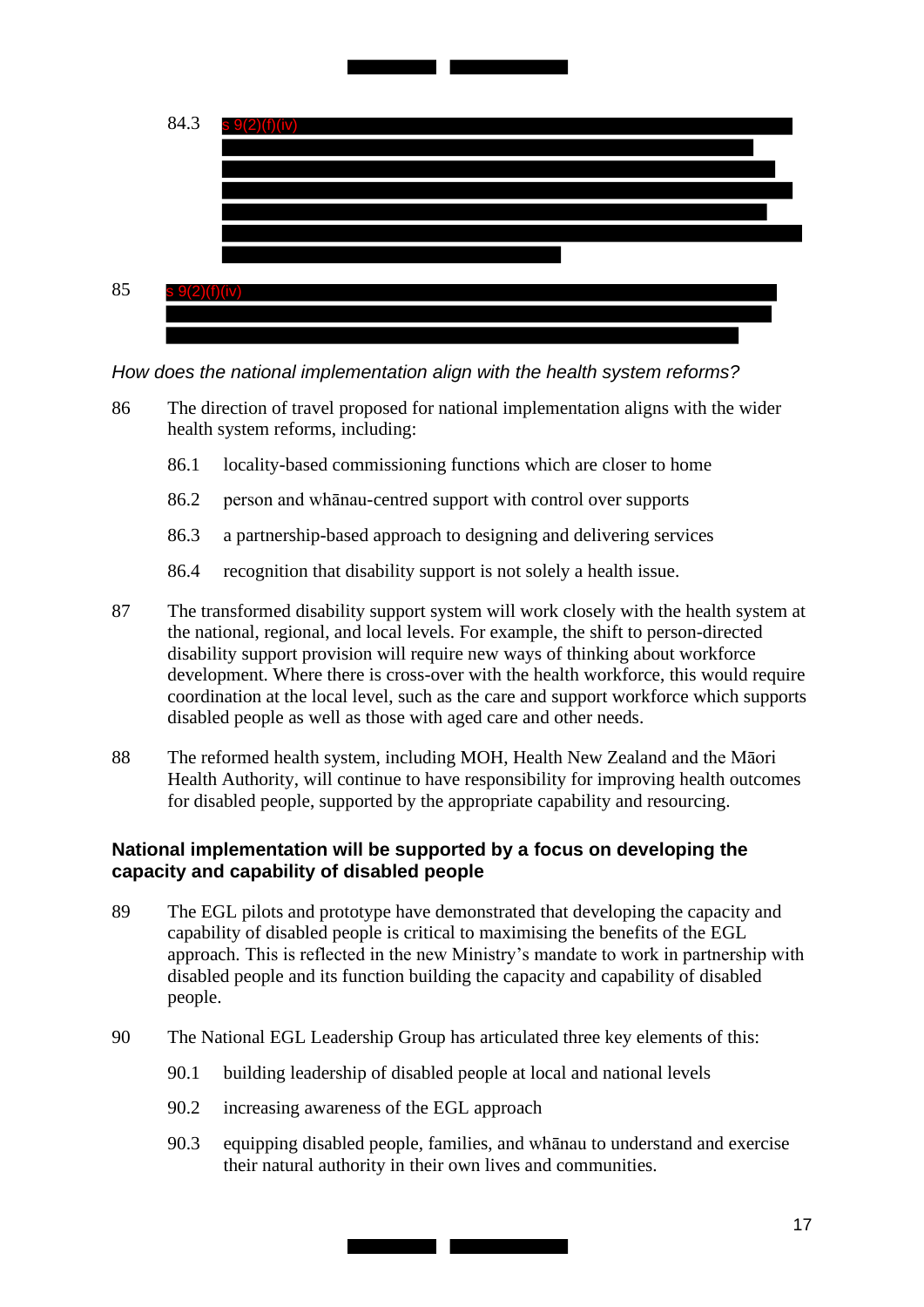84.3 s 9(2)(f)(iv)

85 s 9(2)(f)(iv)

*How does the national implementation align with the health system reforms?*

86 The direction of travel proposed for national implementation aligns with the wider health system reforms, including:

86.1 locality-based commissioning functions which are closer to home

86.2 person and whānau-centred support with control over supports

86.3 a partnership-based approach to designing and delivering services

86.4 recognition that disability support is not solely a health issue.

87 The transformed disability support system will work closely with the health system at the national, regional, and local levels. For example, the shift to person-directed disability support provision will require new ways of thinking about workforce development. Where there is cross-over with the health workforce, this would require coordination at the local level, such as the care and support workforce which supports disabled people as well as those with aged care and other needs.

88 The reformed health system, including MOH, Health New Zealand and the Māori Health Authority, will continue to have responsibility for improving health outcomes for disabled people, supported by the appropriate capability and resourcing.

### National implementation will be supported by a focus on developing the capacity and capability of disabled people

89 The EGL pilots and prototype have demonstrated that developing the capacity and capability of disabled people is critical to maximising the benefits of the EGL approach. This is reflected in the new Ministry's mandate to work in partnership with disabled people and its function building the capacity and capability of disabled people.

90 The National EGL Leadership Group has articulated three key elements of this:

90.1 building leadership of disabled people at local and national levels

90.2 increasing awareness of the EGL approach

90.3 equipping disabled people, families, and whānau to understand and exercise their natural authority in their own lives and communities.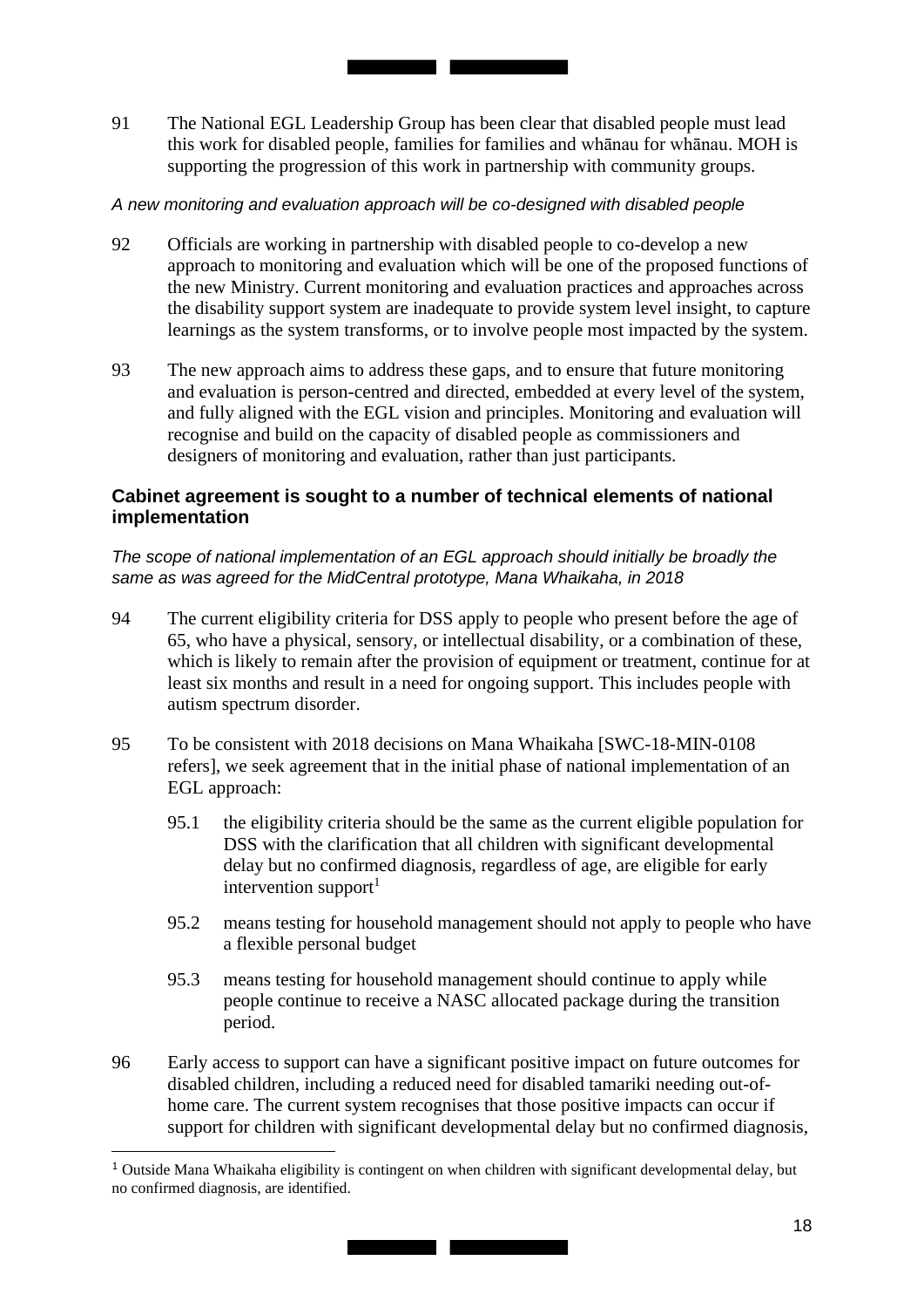91 The National EGL Leadership Group has been clear that disabled people must lead this work for disabled people, families for families and whānau for whānau. MOH is supporting the progression of this work in partnership with community groups.

*A new monitoring and evaluation approach will be co-designed with disabled people*

92 Officials are working in partnership with disabled people to co-develop a new approach to monitoring and evaluation which will be one of the proposed functions of the new Ministry. Current monitoring and evaluation practices and approaches across the disability support system are inadequate to provide system level insight, to capture learnings as the system transforms, or to involve people most impacted by the system.

93 The new approach aims to address these gaps, and to ensure that future monitoring and evaluation is person-centred and directed, embedded at every level of the system, and fully aligned with the EGL vision and principles. Monitoring and evaluation will recognise and build on the capacity of disabled people as commissioners and designers of monitoring and evaluation, rather than just participants.

### Cabinet agreement is sought to a number of technical elements of national implementation

*The scope of national implementation of an EGL approach should initially be broadly the same as was agreed for the MidCentral prototype, Mana Whaikaha, in 2018*

94 The current eligibility criteria for DSS apply to people who present before the age of 65, who have a physical, sensory, or intellectual disability, or a combination of these, which is likely to remain after the provision of equipment or treatment, continue for at least six months and result in a need for ongoing support. This includes people with autism spectrum disorder.

95 To be consistent with 2018 decisions on Mana Whaikaha [SWC-18-MIN-0108 refers], we seek agreement that in the initial phase of national implementation of an EGL approach:

- 95.1 the eligibility criteria should be the same as the current eligible population for DSS with the clarification that all children with significant developmental delay but no confirmed diagnosis, regardless of age, are eligible for early intervention support[1]
- 95.2 means testing for household management should not apply to people who have a flexible personal budget
- 95.3 means testing for household management should continue to apply while people continue to receive a NASC allocated package during the transition period.

96 Early access to support can have a significant positive impact on future outcomes for disabled children, including a reduced need for disabled tamariki needing out-of-home care. The current system recognises that those positive impacts can occur if support for children with significant developmental delay but no confirmed diagnosis,

---

[1] Outside Mana Whaikaha eligibility is contingent on when children with significant developmental delay, but no confirmed diagnosis, are identified.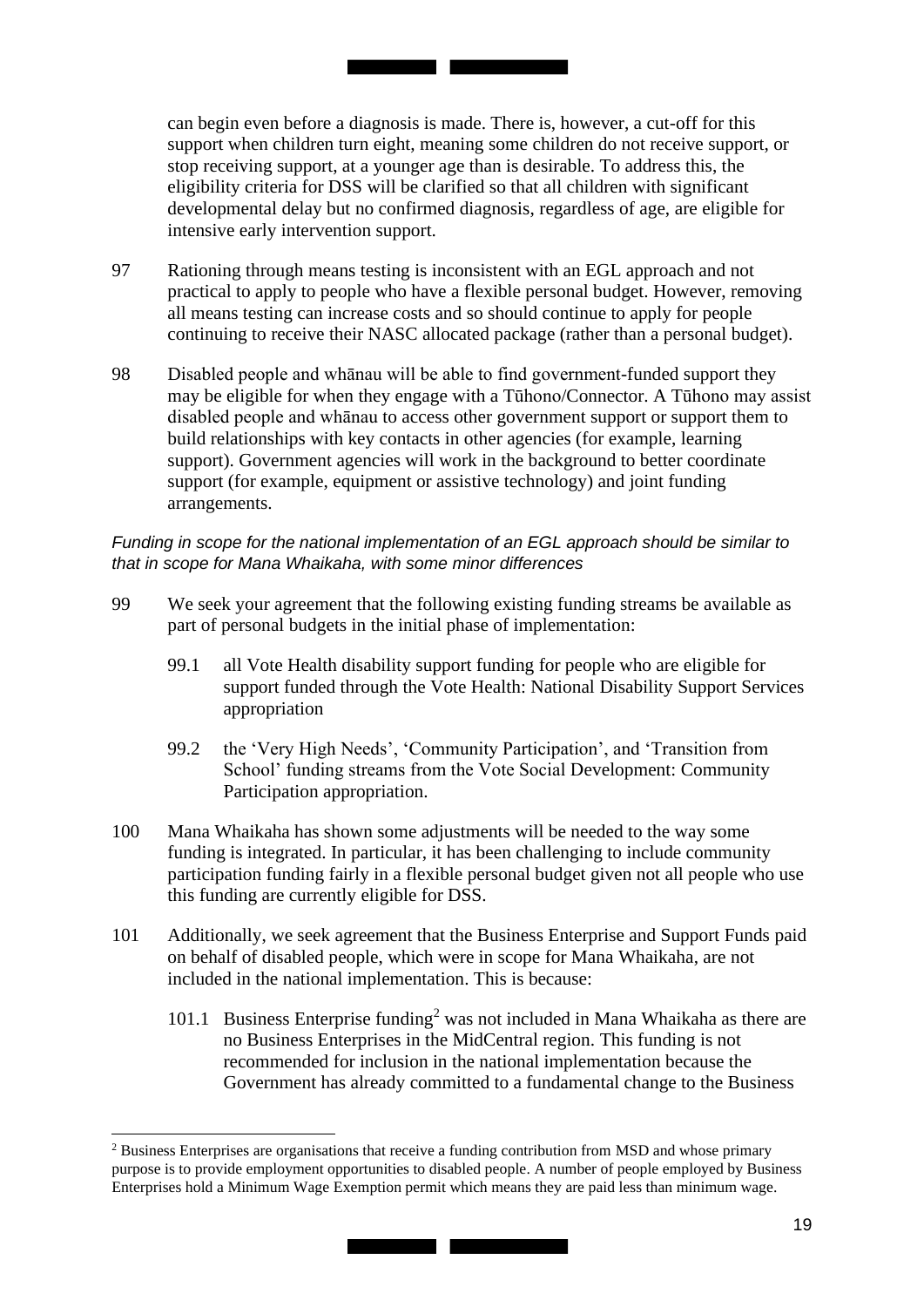can begin even before a diagnosis is made. There is, however, a cut-off for this support when children turn eight, meaning some children do not receive support, or stop receiving support, at a younger age than is desirable. To address this, the eligibility criteria for DSS will be clarified so that all children with significant developmental delay but no confirmed diagnosis, regardless of age, are eligible for intensive early intervention support.

97 Rationing through means testing is inconsistent with an EGL approach and not practical to apply to people who have a flexible personal budget. However, removing all means testing can increase costs and so should continue to apply for people continuing to receive their NASC allocated package (rather than a personal budget).

98 Disabled people and whānau will be able to find government-funded support they may be eligible for when they engage with a Tūhono/Connector. A Tūhono may assist disabled people and whānau to access other government support or support them to build relationships with key contacts in other agencies (for example, learning support). Government agencies will work in the background to better coordinate support (for example, equipment or assistive technology) and joint funding arrangements.

*Funding in scope for the national implementation of an EGL approach should be similar to that in scope for Mana Whaikaha, with some minor differences*

99 We seek your agreement that the following existing funding streams be available as part of personal budgets in the initial phase of implementation:

99.1 all Vote Health disability support funding for people who are eligible for support funded through the Vote Health: National Disability Support Services appropriation

99.2 the 'Very High Needs', 'Community Participation', and 'Transition from School' funding streams from the Vote Social Development: Community Participation appropriation.

100 Mana Whaikaha has shown some adjustments will be needed to the way some funding is integrated. In particular, it has been challenging to include community participation funding fairly in a flexible personal budget given not all people who use this funding are currently eligible for DSS.

101 Additionally, we seek agreement that the Business Enterprise and Support Funds paid on behalf of disabled people, which were in scope for Mana Whaikaha, are not included in the national implementation. This is because:

101.1 Business Enterprise funding[2] was not included in Mana Whaikaha as there are no Business Enterprises in the MidCentral region. This funding is not recommended for inclusion in the national implementation because the Government has already committed to a fundamental change to the Business

---

[2] Business Enterprises are organisations that receive a funding contribution from MSD and whose primary purpose is to provide employment opportunities to disabled people. A number of people employed by Business Enterprises hold a Minimum Wage Exemption permit which means they are paid less than minimum wage.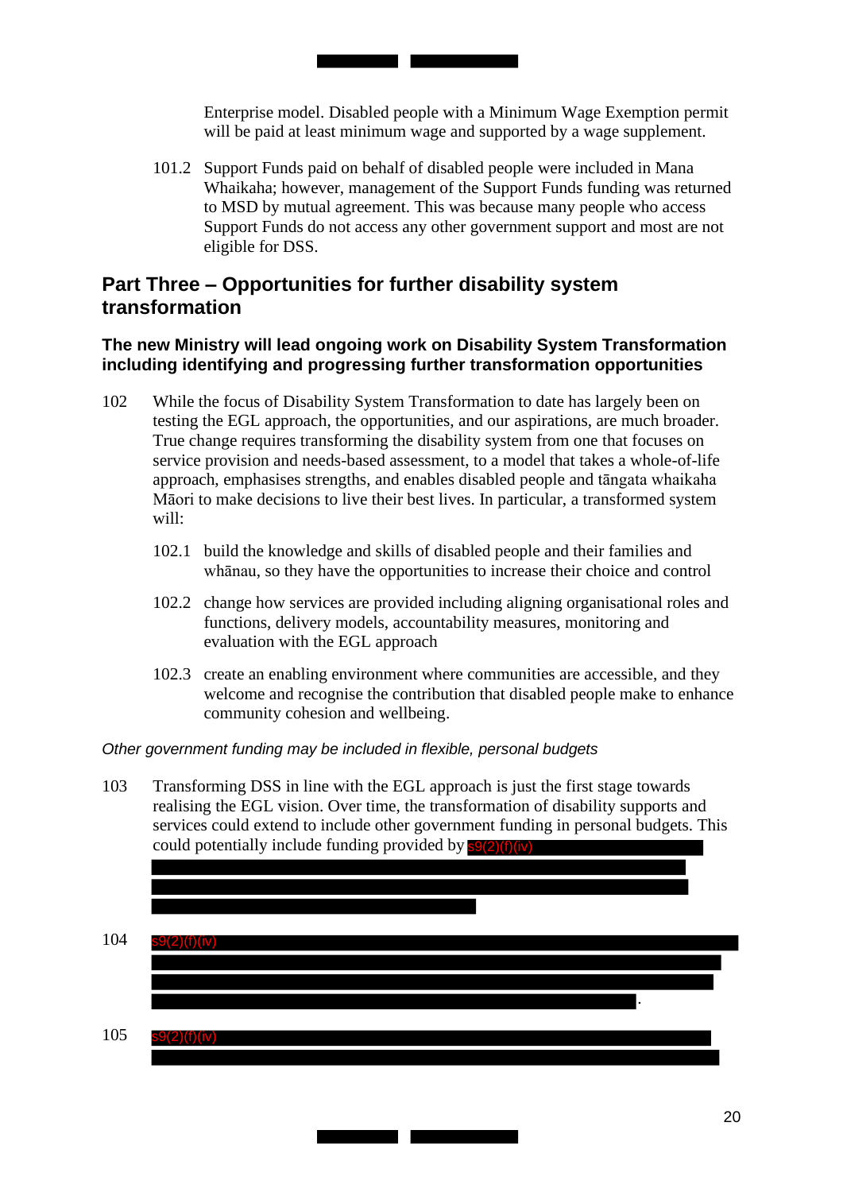Enterprise model. Disabled people with a Minimum Wage Exemption permit will be paid at least minimum wage and supported by a wage supplement.

101.2 Support Funds paid on behalf of disabled people were included in Mana Whaikaha; however, management of the Support Funds funding was returned to MSD by mutual agreement. This was because many people who access Support Funds do not access any other government support and most are not eligible for DSS.

## Part Three – Opportunities for further disability system transformation

### The new Ministry will lead ongoing work on Disability System Transformation including identifying and progressing further transformation opportunities

102 While the focus of Disability System Transformation to date has largely been on testing the EGL approach, the opportunities, and our aspirations, are much broader. True change requires transforming the disability system from one that focuses on service provision and needs-based assessment, to a model that takes a whole-of-life approach, emphasises strengths, and enables disabled people and tāngata whaikaha Māori to make decisions to live their best lives. In particular, a transformed system will:

102.1 build the knowledge and skills of disabled people and their families and whānau, so they have the opportunities to increase their choice and control

102.2 change how services are provided including aligning organisational roles and functions, delivery models, accountability measures, monitoring and evaluation with the EGL approach

102.3 create an enabling environment where communities are accessible, and they welcome and recognise the contribution that disabled people make to enhance community cohesion and wellbeing.

*Other government funding may be included in flexible, personal budgets*

103 Transforming DSS in line with the EGL approach is just the first stage towards realising the EGL vision. Over time, the transformation of disability supports and services could extend to include other government funding in personal budgets. This could potentially include funding provided by s9(2)(f)(iv) [redacted]

104 s9(2)(f)(iv) [redacted].

105 s9(2)(f)(iv) [redacted]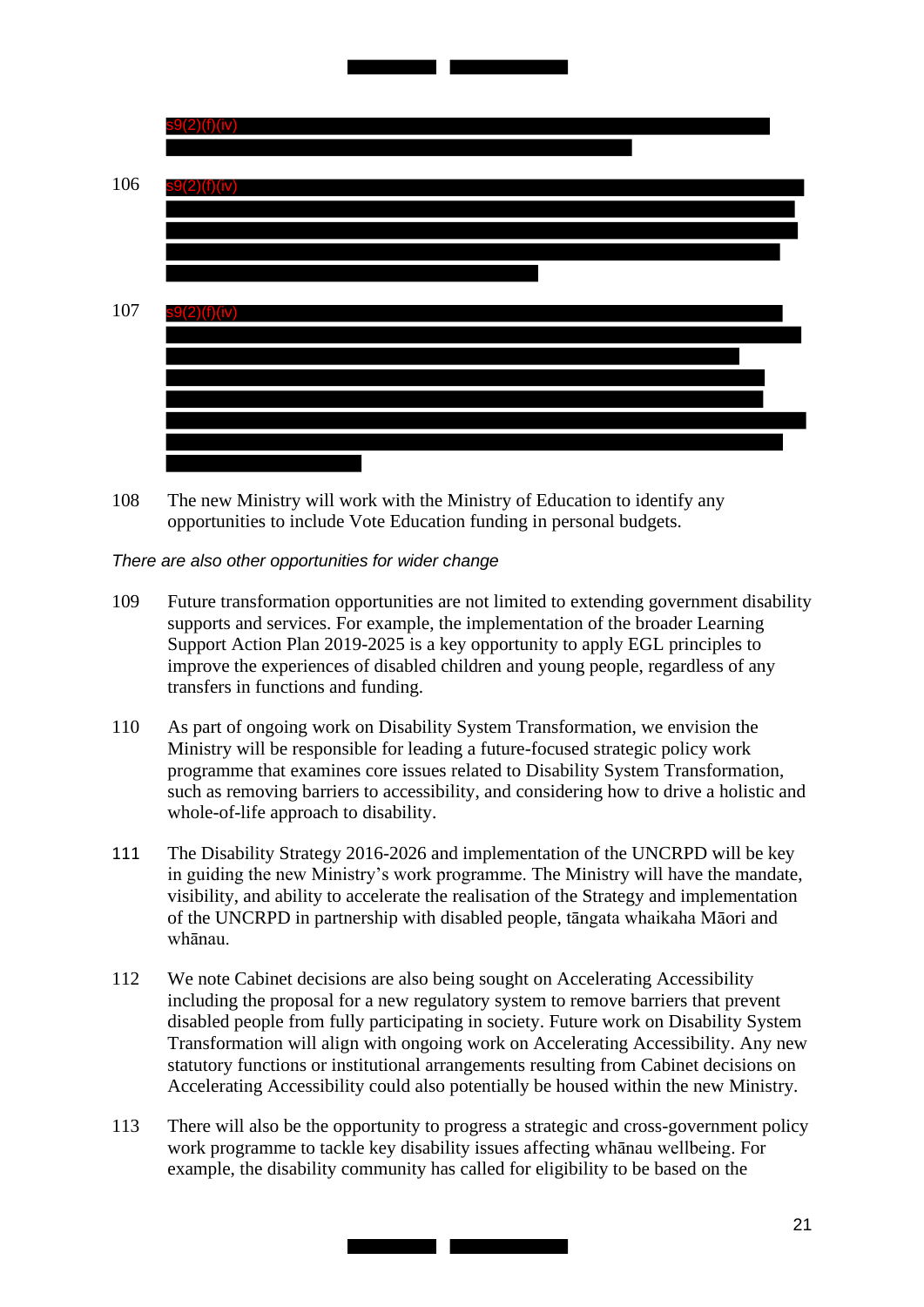s9(2)(f)(iv)

106 s9(2)(f)(iv)

107 s9(2)(f)(iv)

108 The new Ministry will work with the Ministry of Education to identify any opportunities to include Vote Education funding in personal budgets.

*There are also other opportunities for wider change*

109 Future transformation opportunities are not limited to extending government disability supports and services. For example, the implementation of the broader Learning Support Action Plan 2019-2025 is a key opportunity to apply EGL principles to improve the experiences of disabled children and young people, regardless of any transfers in functions and funding.

110 As part of ongoing work on Disability System Transformation, we envision the Ministry will be responsible for leading a future-focused strategic policy work programme that examines core issues related to Disability System Transformation, such as removing barriers to accessibility, and considering how to drive a holistic and whole-of-life approach to disability.

111 The Disability Strategy 2016-2026 and implementation of the UNCRPD will be key in guiding the new Ministry's work programme. The Ministry will have the mandate, visibility, and ability to accelerate the realisation of the Strategy and implementation of the UNCRPD in partnership with disabled people, tāngata whaikaha Māori and whānau.

112 We note Cabinet decisions are also being sought on Accelerating Accessibility including the proposal for a new regulatory system to remove barriers that prevent disabled people from fully participating in society. Future work on Disability System Transformation will align with ongoing work on Accelerating Accessibility. Any new statutory functions or institutional arrangements resulting from Cabinet decisions on Accelerating Accessibility could also potentially be housed within the new Ministry.

113 There will also be the opportunity to progress a strategic and cross-government policy work programme to tackle key disability issues affecting whānau wellbeing. For example, the disability community has called for eligibility to be based on the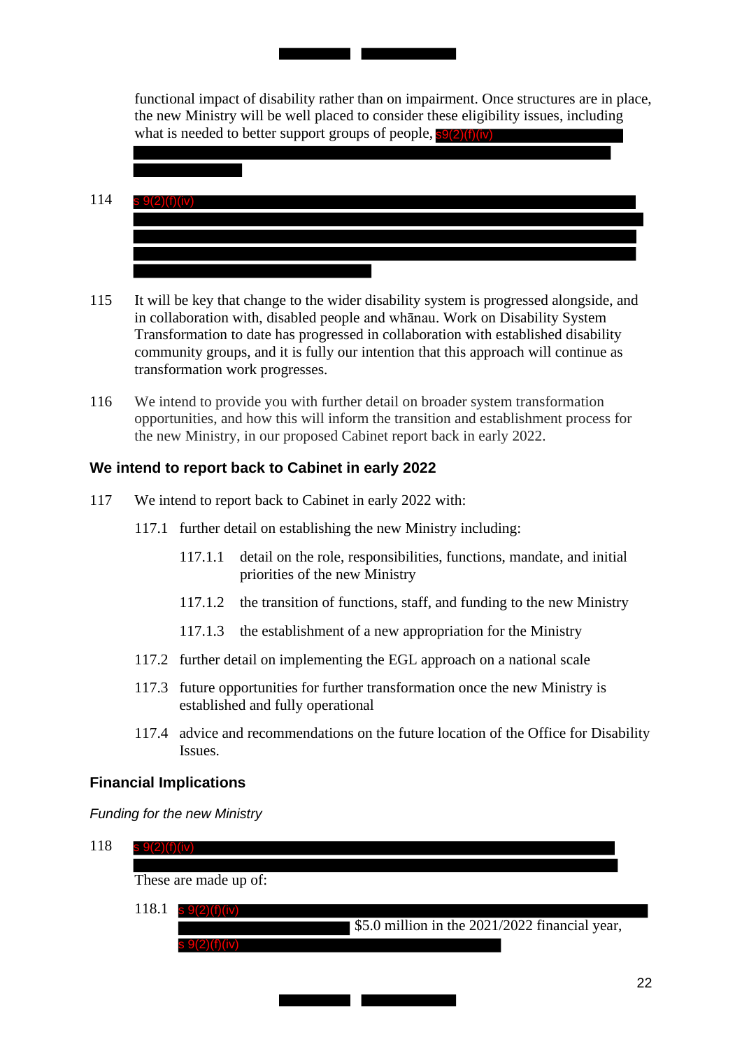functional impact of disability rather than on impairment. Once structures are in place, the new Ministry will be well placed to consider these eligibility issues, including what is needed to better support groups of people, s9(2)(f)(iv)

114 s 9(2)(f)(iv)

115 It will be key that change to the wider disability system is progressed alongside, and in collaboration with, disabled people and whānau. Work on Disability System Transformation to date has progressed in collaboration with established disability community groups, and it is fully our intention that this approach will continue as transformation work progresses.

116 We intend to provide you with further detail on broader system transformation opportunities, and how this will inform the transition and establishment process for the new Ministry, in our proposed Cabinet report back in early 2022.

### We intend to report back to Cabinet in early 2022

117 We intend to report back to Cabinet in early 2022 with:

117.1 further detail on establishing the new Ministry including:

117.1.1 detail on the role, responsibilities, functions, mandate, and initial priorities of the new Ministry

117.1.2 the transition of functions, staff, and funding to the new Ministry

117.1.3 the establishment of a new appropriation for the Ministry

117.2 further detail on implementing the EGL approach on a national scale

117.3 future opportunities for further transformation once the new Ministry is established and fully operational

117.4 advice and recommendations on the future location of the Office for Disability Issues.

### Financial Implications

*Funding for the new Ministry*

118 s 9(2)(f)(iv)

These are made up of:

118.1 s 9(2)(f)(iv) $5.0 million in the 2021/2022 financial year, s 9(2)(f)(iv)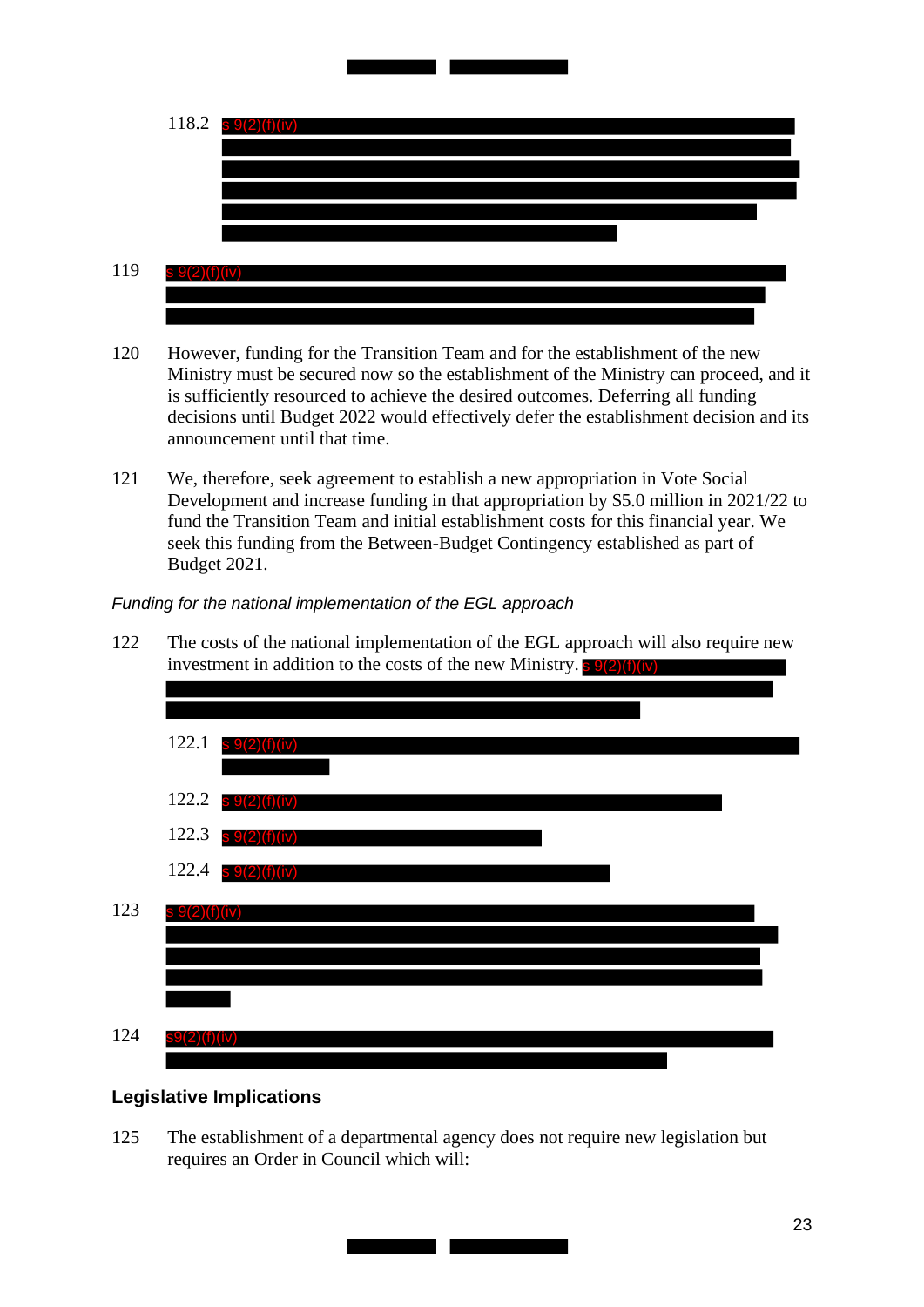118.2 s 9(2)(f)(iv)

119 s 9(2)(f)(iv)

120 However, funding for the Transition Team and for the establishment of the new Ministry must be secured now so the establishment of the Ministry can proceed, and it is sufficiently resourced to achieve the desired outcomes. Deferring all funding decisions until Budget 2022 would effectively defer the establishment decision and its announcement until that time.

121 We, therefore, seek agreement to establish a new appropriation in Vote Social Development and increase funding in that appropriation by $5.0 million in 2021/22 to fund the Transition Team and initial establishment costs for this financial year. We seek this funding from the Between-Budget Contingency established as part of Budget 2021.

*Funding for the national implementation of the EGL approach*

122 The costs of the national implementation of the EGL approach will also require new investment in addition to the costs of the new Ministry. s 9(2)(f)(iv)

122.1 s 9(2)(f)(iv)

122.2 s 9(2)(f)(iv)

122.3 s 9(2)(f)(iv)

122.4 s 9(2)(f)(iv)

123 s 9(2)(f)(iv)

124 s9(2)(f)(iv)

## Legislative Implications

125 The establishment of a departmental agency does not require new legislation but requires an Order in Council which will: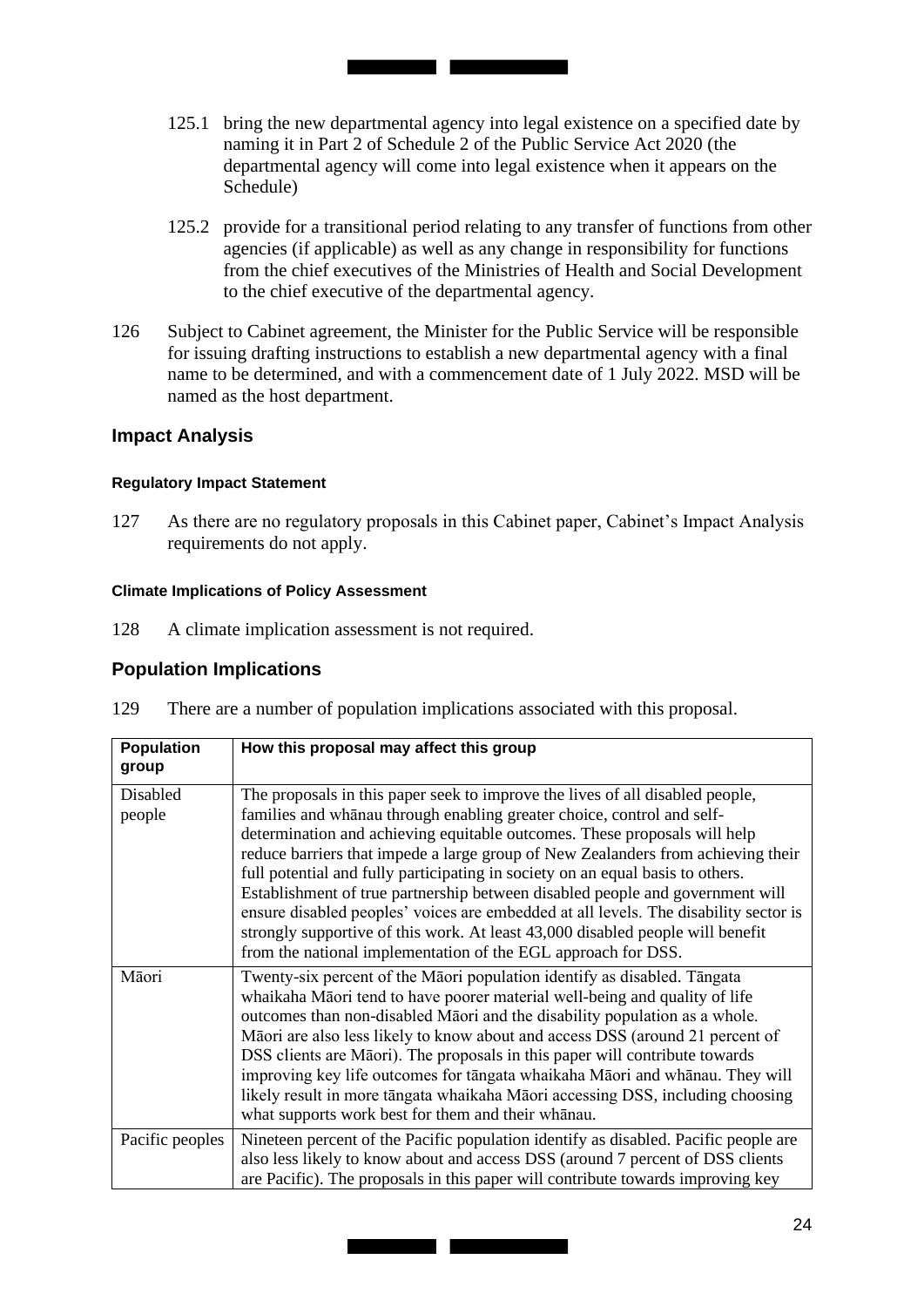125.1 bring the new departmental agency into legal existence on a specified date by naming it in Part 2 of Schedule 2 of the Public Service Act 2020 (the departmental agency will come into legal existence when it appears on the Schedule)

125.2 provide for a transitional period relating to any transfer of functions from other agencies (if applicable) as well as any change in responsibility for functions from the chief executives of the Ministries of Health and Social Development to the chief executive of the departmental agency.

126 Subject to Cabinet agreement, the Minister for the Public Service will be responsible for issuing drafting instructions to establish a new departmental agency with a final name to be determined, and with a commencement date of 1 July 2022. MSD will be named as the host department.

## Impact Analysis

#### Regulatory Impact Statement

127 As there are no regulatory proposals in this Cabinet paper, Cabinet's Impact Analysis requirements do not apply.

#### Climate Implications of Policy Assessment

128 A climate implication assessment is not required.

## Population Implications

129 There are a number of population implications associated with this proposal.

| Population group | How this proposal may affect this group |
|---|---|
| Disabled people | The proposals in this paper seek to improve the lives of all disabled people, families and whānau through enabling greater choice, control and self-determination and achieving equitable outcomes. These proposals will help reduce barriers that impede a large group of New Zealanders from achieving their full potential and fully participating in society on an equal basis to others. Establishment of true partnership between disabled people and government will ensure disabled peoples' voices are embedded at all levels. The disability sector is strongly supportive of this work. At least 43,000 disabled people will benefit from the national implementation of the EGL approach for DSS. |
| Māori | Twenty-six percent of the Māori population identify as disabled. Tāngata whaikaha Māori tend to have poorer material well-being and quality of life outcomes than non-disabled Māori and the disability population as a whole. Māori are also less likely to know about and access DSS (around 21 percent of DSS clients are Māori). The proposals in this paper will contribute towards improving key life outcomes for tāngata whaikaha Māori and whānau. They will likely result in more tāngata whaikaha Māori accessing DSS, including choosing what supports work best for them and their whānau. |
| Pacific peoples | Nineteen percent of the Pacific population identify as disabled. Pacific people are also less likely to know about and access DSS (around 7 percent of DSS clients are Pacific). The proposals in this paper will contribute towards improving key |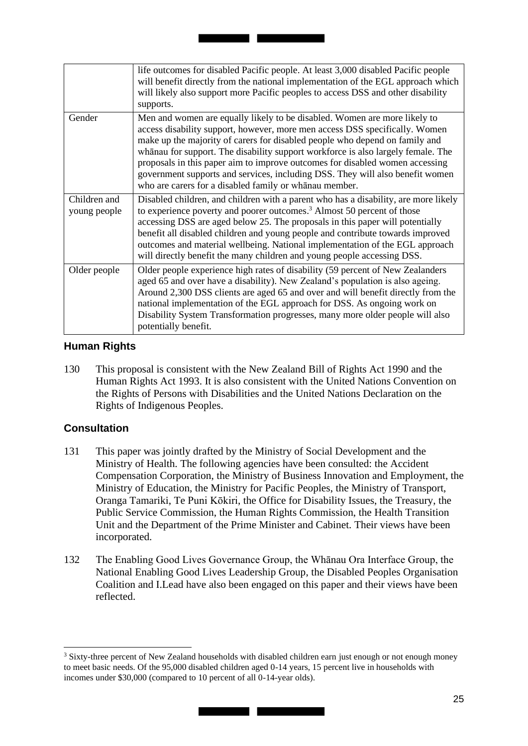| | |
|---|---|
| | life outcomes for disabled Pacific people. At least 3,000 disabled Pacific people will benefit directly from the national implementation of the EGL approach which will likely also support more Pacific peoples to access DSS and other disability supports. |
| Gender | Men and women are equally likely to be disabled. Women are more likely to access disability support, however, more men access DSS specifically. Women make up the majority of carers for disabled people who depend on family and whānau for support. The disability support workforce is also largely female. The proposals in this paper aim to improve outcomes for disabled women accessing government supports and services, including DSS. They will also benefit women who are carers for a disabled family or whānau member. |
| Children and young people | Disabled children, and children with a parent who has a disability, are more likely to experience poverty and poorer outcomes.[3] Almost 50 percent of those accessing DSS are aged below 25. The proposals in this paper will potentially benefit all disabled children and young people and contribute towards improved outcomes and material wellbeing. National implementation of the EGL approach will directly benefit the many children and young people accessing DSS. |
| Older people | Older people experience high rates of disability (59 percent of New Zealanders aged 65 and over have a disability). New Zealand's population is also ageing. Around 2,300 DSS clients are aged 65 and over and will benefit directly from the national implementation of the EGL approach for DSS. As ongoing work on Disability System Transformation progresses, many more older people will also potentially benefit. |

## Human Rights

130 This proposal is consistent with the New Zealand Bill of Rights Act 1990 and the Human Rights Act 1993. It is also consistent with the United Nations Convention on the Rights of Persons with Disabilities and the United Nations Declaration on the Rights of Indigenous Peoples.

## Consultation

131 This paper was jointly drafted by the Ministry of Social Development and the Ministry of Health. The following agencies have been consulted: the Accident Compensation Corporation, the Ministry of Business Innovation and Employment, the Ministry of Education, the Ministry for Pacific Peoples, the Ministry of Transport, Oranga Tamariki, Te Puni Kōkiri, the Office for Disability Issues, the Treasury, the Public Service Commission, the Human Rights Commission, the Health Transition Unit and the Department of the Prime Minister and Cabinet. Their views have been incorporated.

132 The Enabling Good Lives Governance Group, the Whānau Ora Interface Group, the National Enabling Good Lives Leadership Group, the Disabled Peoples Organisation Coalition and I.Lead have also been engaged on this paper and their views have been reflected.

[3] Sixty-three percent of New Zealand households with disabled children earn just enough or not enough money to meet basic needs. Of the 95,000 disabled children aged 0-14 years, 15 percent live in households with incomes under $30,000 (compared to 10 percent of all 0-14-year olds).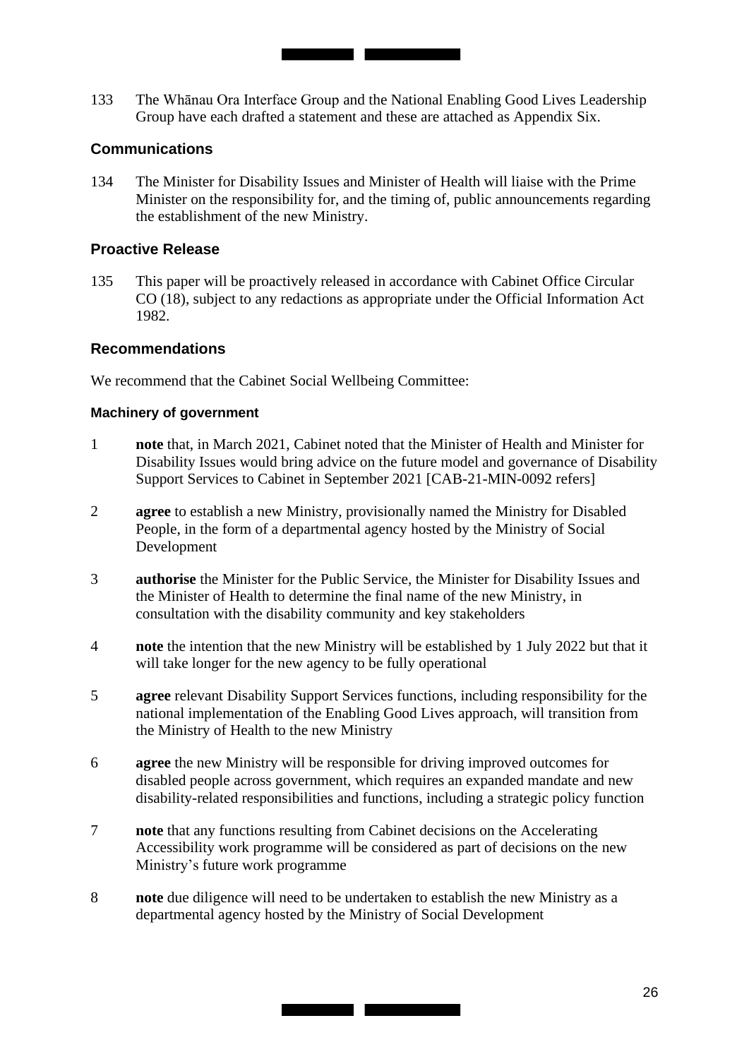133 The Whānau Ora Interface Group and the National Enabling Good Lives Leadership Group have each drafted a statement and these are attached as Appendix Six.

## Communications

134 The Minister for Disability Issues and Minister of Health will liaise with the Prime Minister on the responsibility for, and the timing of, public announcements regarding the establishment of the new Ministry.

## Proactive Release

135 This paper will be proactively released in accordance with Cabinet Office Circular CO (18), subject to any redactions as appropriate under the Official Information Act 1982.

## Recommendations

We recommend that the Cabinet Social Wellbeing Committee:

### Machinery of government

1 **note** that, in March 2021, Cabinet noted that the Minister of Health and Minister for Disability Issues would bring advice on the future model and governance of Disability Support Services to Cabinet in September 2021 [CAB-21-MIN-0092 refers]

2 **agree** to establish a new Ministry, provisionally named the Ministry for Disabled People, in the form of a departmental agency hosted by the Ministry of Social Development

3 **authorise** the Minister for the Public Service, the Minister for Disability Issues and the Minister of Health to determine the final name of the new Ministry, in consultation with the disability community and key stakeholders

4 **note** the intention that the new Ministry will be established by 1 July 2022 but that it will take longer for the new agency to be fully operational

5 **agree** relevant Disability Support Services functions, including responsibility for the national implementation of the Enabling Good Lives approach, will transition from the Ministry of Health to the new Ministry

6 **agree** the new Ministry will be responsible for driving improved outcomes for disabled people across government, which requires an expanded mandate and new disability-related responsibilities and functions, including a strategic policy function

7 **note** that any functions resulting from Cabinet decisions on the Accelerating Accessibility work programme will be considered as part of decisions on the new Ministry's future work programme

8 **note** due diligence will need to be undertaken to establish the new Ministry as a departmental agency hosted by the Ministry of Social Development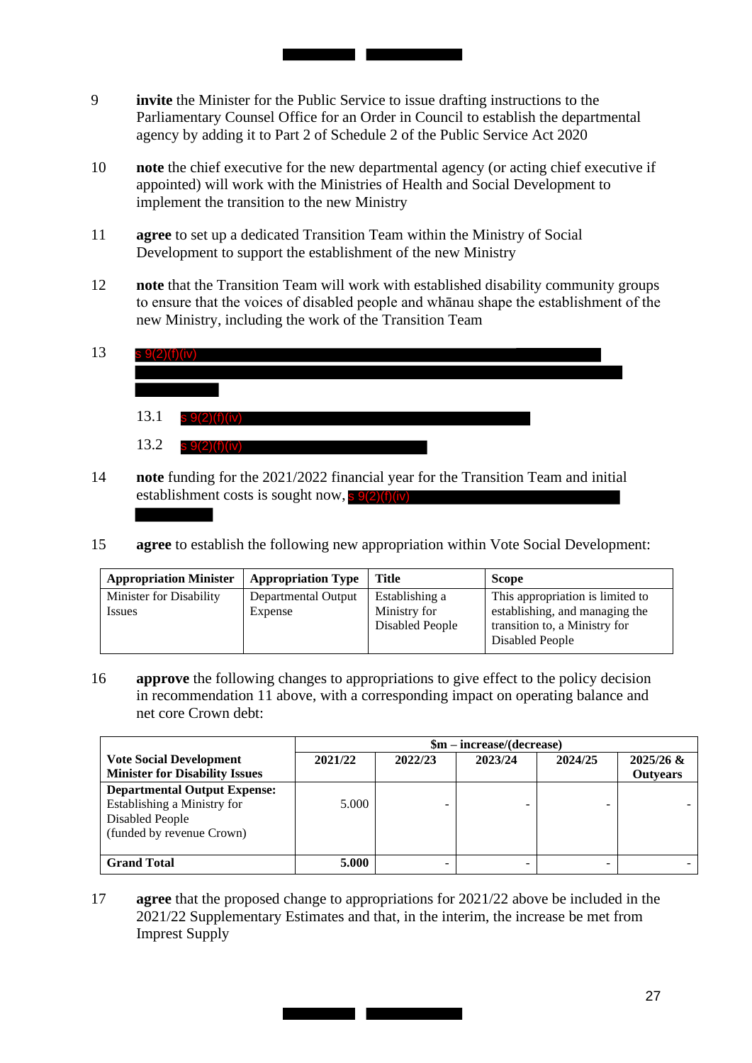9 **invite** the Minister for the Public Service to issue drafting instructions to the Parliamentary Counsel Office for an Order in Council to establish the departmental agency by adding it to Part 2 of Schedule 2 of the Public Service Act 2020

10 **note** the chief executive for the new departmental agency (or acting chief executive if appointed) will work with the Ministries of Health and Social Development to implement the transition to the new Ministry

11 **agree** to set up a dedicated Transition Team within the Ministry of Social Development to support the establishment of the new Ministry

12 **note** that the Transition Team will work with established disability community groups to ensure that the voices of disabled people and whānau shape the establishment of the new Ministry, including the work of the Transition Team

13 s 9(2)(f)(iv)

13.1 s 9(2)(f)(iv)

13.2 s 9(2)(f)(iv)

14 **note** funding for the 2021/2022 financial year for the Transition Team and initial establishment costs is sought now, s 9(2)(f)(iv)

15 **agree** to establish the following new appropriation within Vote Social Development:

| Appropriation Minister | Appropriation Type | Title | Scope |
|---|---|---|---|
| Minister for Disability Issues | Departmental Output Expense | Establishing a Ministry for Disabled People | This appropriation is limited to establishing, and managing the transition to, a Ministry for Disabled People |

16 **approve** the following changes to appropriations to give effect to the policy decision in recommendation 11 above, with a corresponding impact on operating balance and net core Crown debt:

| | $m – increase/(decrease) | | | | |
|---|---|---|---|---|---|
| **Vote Social Development**<br>**Minister for Disability Issues** | **2021/22** | **2022/23** | **2023/24** | **2024/25** | **2025/26 & Outyears** |
| **Departmental Output Expense:**<br>Establishing a Ministry for Disabled People<br>(funded by revenue Crown) | 5.000 | - | - | - | - |
| **Grand Total** | **5.000** | - | - | - | - |

17 **agree** that the proposed change to appropriations for 2021/22 above be included in the 2021/22 Supplementary Estimates and that, in the interim, the increase be met from Imprest Supply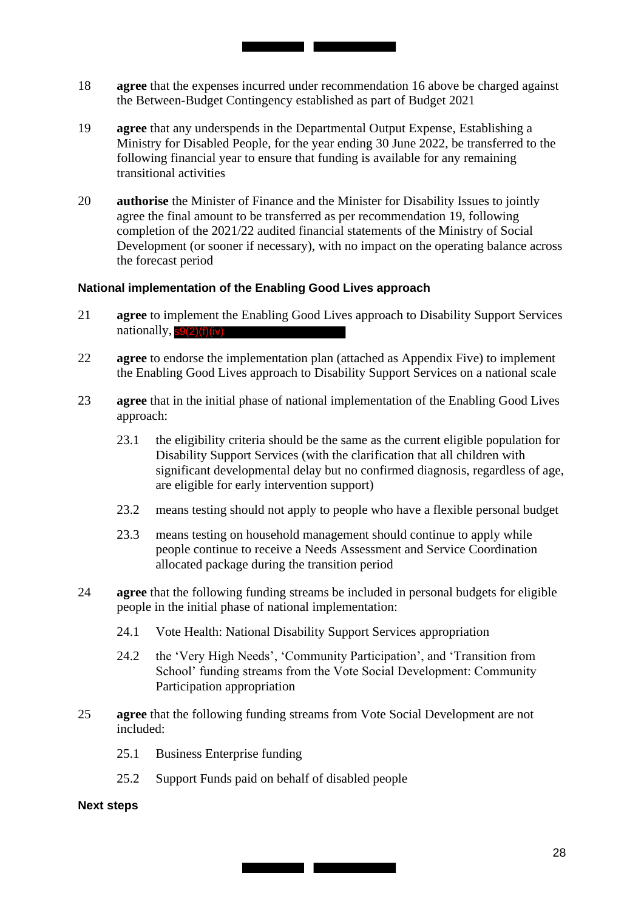18 **agree** that the expenses incurred under recommendation 16 above be charged against the Between-Budget Contingency established as part of Budget 2021

19 **agree** that any underspends in the Departmental Output Expense, Establishing a Ministry for Disabled People, for the year ending 30 June 2022, be transferred to the following financial year to ensure that funding is available for any remaining transitional activities

20 **authorise** the Minister of Finance and the Minister for Disability Issues to jointly agree the final amount to be transferred as per recommendation 19, following completion of the 2021/22 audited financial statements of the Ministry of Social Development (or sooner if necessary), with no impact on the operating balance across the forecast period

### National implementation of the Enabling Good Lives approach

21 **agree** to implement the Enabling Good Lives approach to Disability Support Services nationally, s9(2)(f)(iv)

22 **agree** to endorse the implementation plan (attached as Appendix Five) to implement the Enabling Good Lives approach to Disability Support Services on a national scale

23 **agree** that in the initial phase of national implementation of the Enabling Good Lives approach:

- 23.1 the eligibility criteria should be the same as the current eligible population for Disability Support Services (with the clarification that all children with significant developmental delay but no confirmed diagnosis, regardless of age, are eligible for early intervention support)
- 23.2 means testing should not apply to people who have a flexible personal budget
- 23.3 means testing on household management should continue to apply while people continue to receive a Needs Assessment and Service Coordination allocated package during the transition period

24 **agree** that the following funding streams be included in personal budgets for eligible people in the initial phase of national implementation:

- 24.1 Vote Health: National Disability Support Services appropriation
- 24.2 the 'Very High Needs', 'Community Participation', and 'Transition from School' funding streams from the Vote Social Development: Community Participation appropriation

25 **agree** that the following funding streams from Vote Social Development are not included:

- 25.1 Business Enterprise funding
- 25.2 Support Funds paid on behalf of disabled people

### Next steps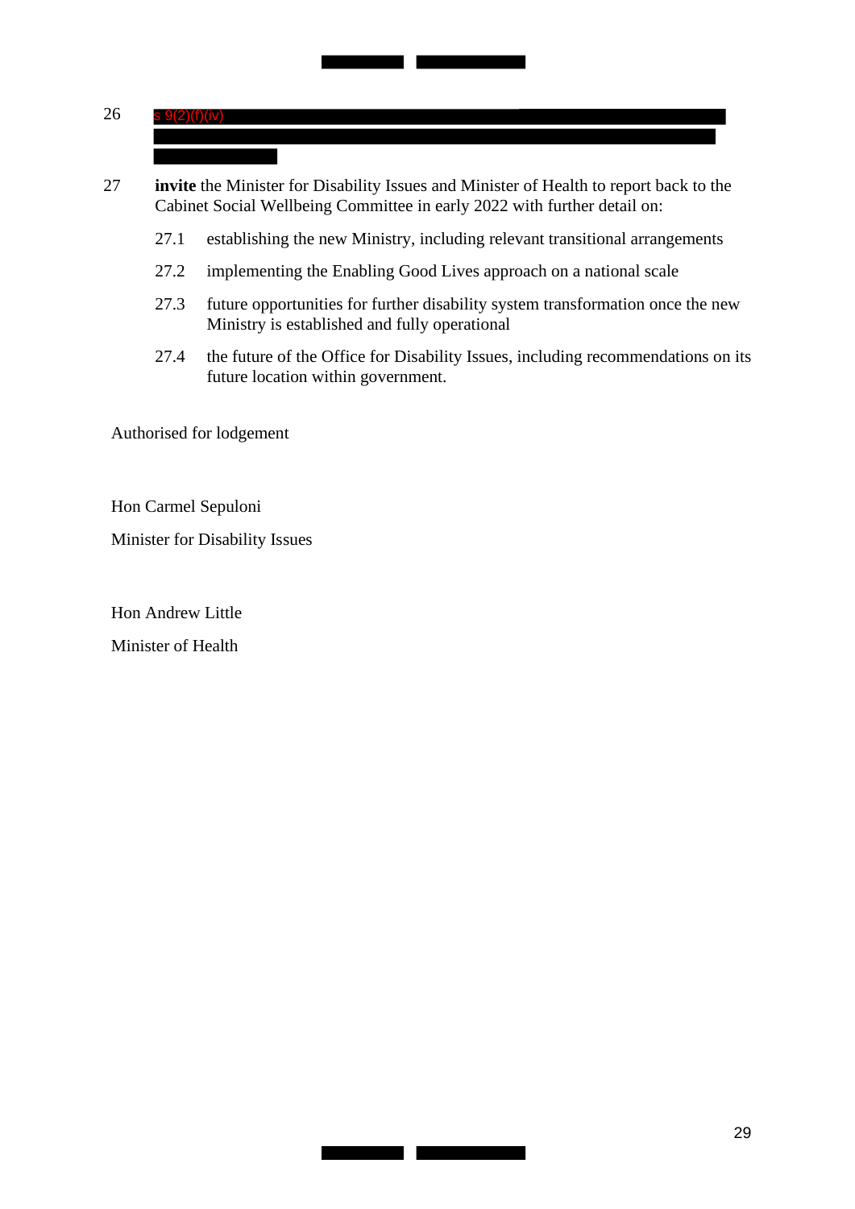26 s 9(2)(f)(iv)

27 **invite** the Minister for Disability Issues and Minister of Health to report back to the Cabinet Social Wellbeing Committee in early 2022 with further detail on:

27.1 establishing the new Ministry, including relevant transitional arrangements

27.2 implementing the Enabling Good Lives approach on a national scale

27.3 future opportunities for further disability system transformation once the new Ministry is established and fully operational

27.4 the future of the Office for Disability Issues, including recommendations on its future location within government.

Authorised for lodgement

Hon Carmel Sepuloni

Minister for Disability Issues

Hon Andrew Little

Minister of Health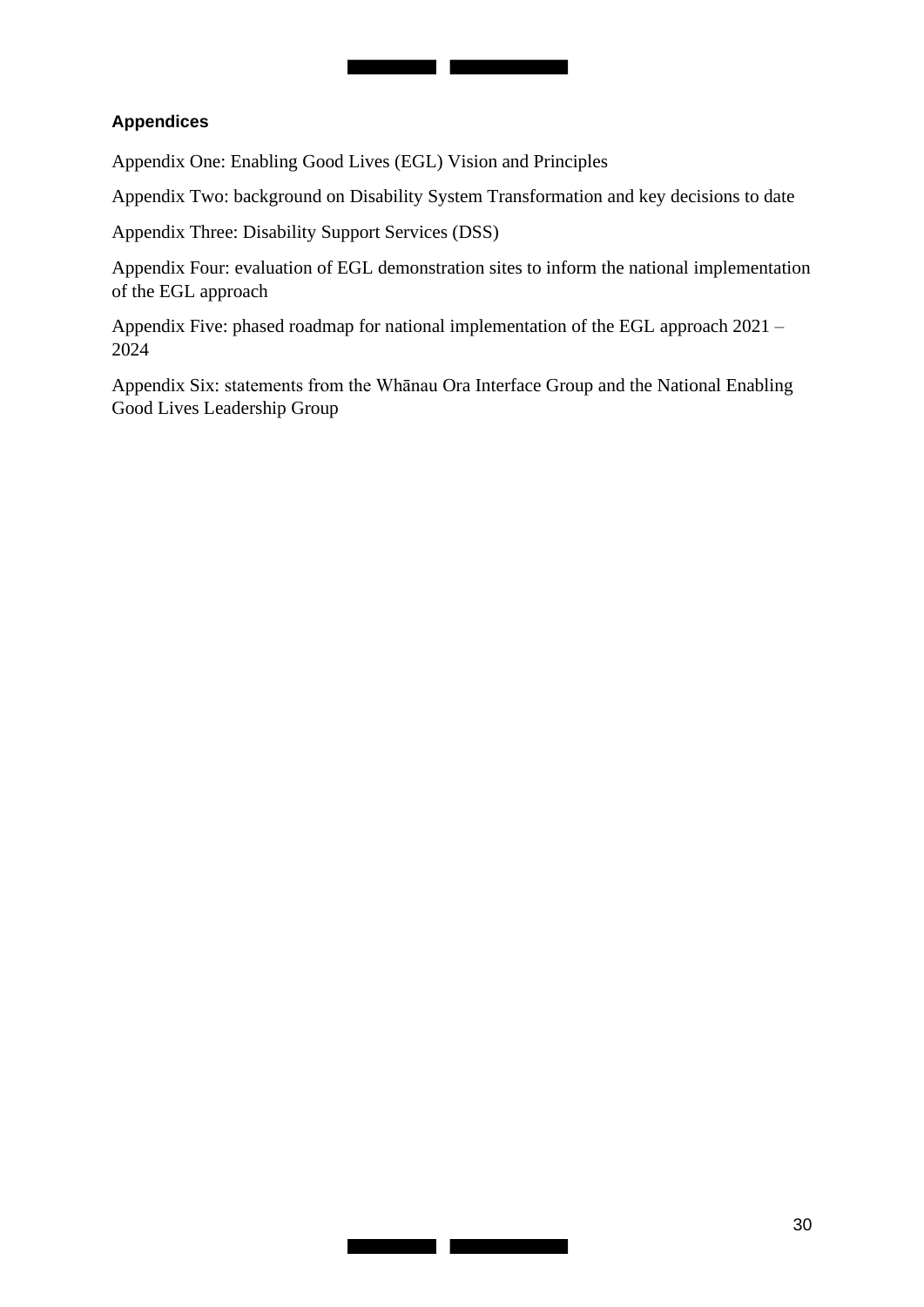### Appendices

Appendix One: Enabling Good Lives (EGL) Vision and Principles

Appendix Two: background on Disability System Transformation and key decisions to date

Appendix Three: Disability Support Services (DSS)

Appendix Four: evaluation of EGL demonstration sites to inform the national implementation of the EGL approach

Appendix Five: phased roadmap for national implementation of the EGL approach 2021 – 2024

Appendix Six: statements from the Whānau Ora Interface Group and the National Enabling Good Lives Leadership Group